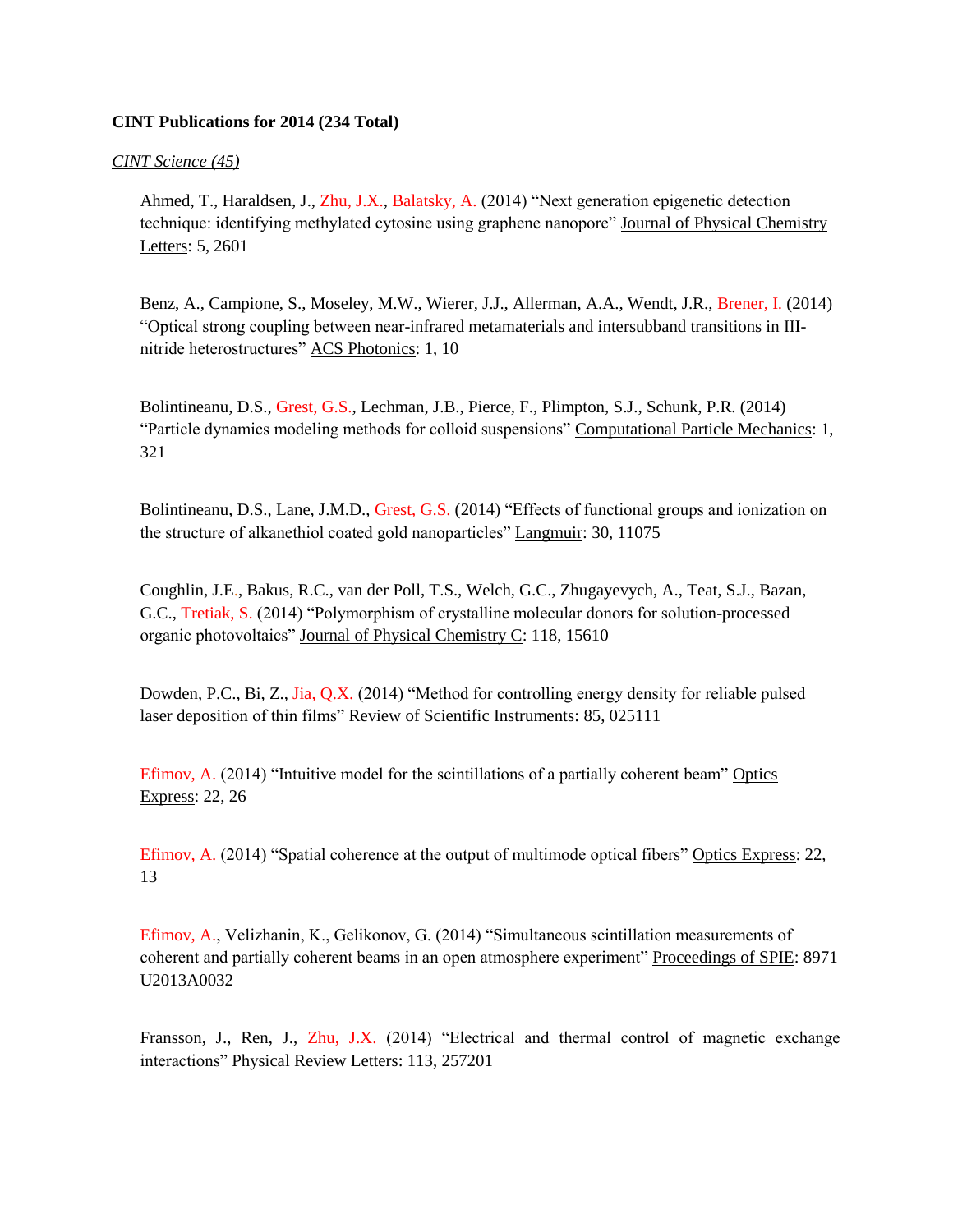**CINT Publications for 2014 (234 Total)**

*CINT Science (45)*

Ahmed, T., Haraldsen, J., Zhu, J.X., Balatsky, A. (2014) "Next generation epigenetic detection technique: identifying methylated cytosine using graphene nanopore" Journal of Physical Chemistry Letters: 5, 2601

Benz, A., Campione, S., Moseley, M.W., Wierer, J.J., Allerman, A.A., Wendt, J.R., Brener, I. (2014) "Optical strong coupling between near-infrared metamaterials and intersubband transitions in III-nitride heterostructures" ACS Photonics: 1, 10

Bolintineanu, D.S., Grest, G.S., Lechman, J.B., Pierce, F., Plimpton, S.J., Schunk, P.R. (2014) "Particle dynamics modeling methods for colloid suspensions" Computational Particle Mechanics: 1, 321

Bolintineanu, D.S., Lane, J.M.D., Grest, G.S. (2014) "Effects of functional groups and ionization on the structure of alkanethiol coated gold nanoparticles" Langmuir: 30, 11075

Coughlin, J.E., Bakus, R.C., van der Poll, T.S., Welch, G.C., Zhugayevych, A., Teat, S.J., Bazan, G.C., Tretiak, S. (2014) "Polymorphism of crystalline molecular donors for solution-processed organic photovoltaics" Journal of Physical Chemistry C: 118, 15610

Dowden, P.C., Bi, Z., Jia, Q.X. (2014) "Method for controlling energy density for reliable pulsed laser deposition of thin films" Review of Scientific Instruments: 85, 025111

Efimov, A. (2014) "Intuitive model for the scintillations of a partially coherent beam" Optics Express: 22, 26

Efimov, A. (2014) "Spatial coherence at the output of multimode optical fibers" Optics Express: 22, 13

Efimov, A., Velizhanin, K., Gelikonov, G. (2014) "Simultaneous scintillation measurements of coherent and partially coherent beams in an open atmosphere experiment" Proceedings of SPIE: 8971 U2013A0032

Fransson, J., Ren, J., Zhu, J.X. (2014) "Electrical and thermal control of magnetic exchange interactions" Physical Review Letters: 113, 257201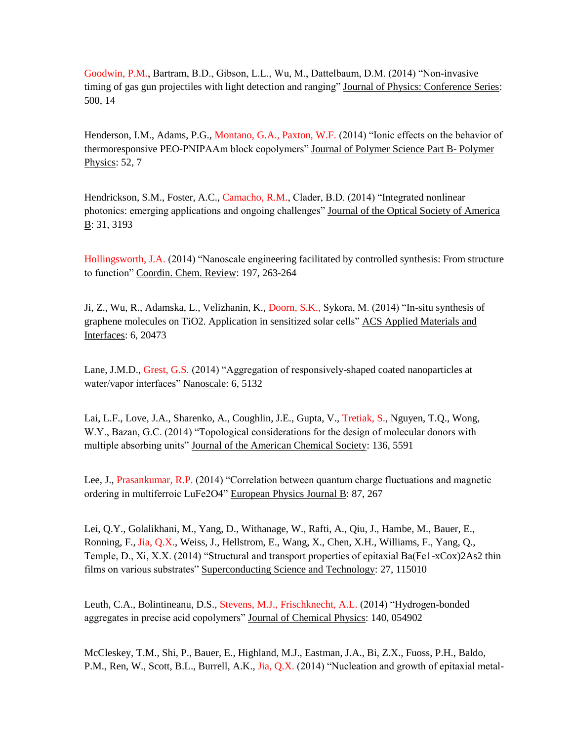Goodwin, P.M., Bartram, B.D., Gibson, L.L., Wu, M., Dattelbaum, D.M. (2014) "Non-invasive timing of gas gun projectiles with light detection and ranging" Journal of Physics: Conference Series: 500, 14

Henderson, I.M., Adams, P.G., Montano, G.A., Paxton, W.F. (2014) "Ionic effects on the behavior of thermoresponsive PEO-PNIPAAm block copolymers" Journal of Polymer Science Part B- Polymer Physics: 52, 7

Hendrickson, S.M., Foster, A.C., Camacho, R.M., Clader, B.D. (2014) "Integrated nonlinear photonics: emerging applications and ongoing challenges" Journal of the Optical Society of America B: 31, 3193

Hollingsworth, J.A. (2014) "Nanoscale engineering facilitated by controlled synthesis: From structure to function" Coordin. Chem. Review: 197, 263-264

Ji, Z., Wu, R., Adamska, L., Velizhanin, K., Doorn, S.K., Sykora, M. (2014) "In-situ synthesis of graphene molecules on $TiO_2$. Application in sensitized solar cells" ACS Applied Materials and Interfaces: 6, 20473

Lane, J.M.D., Grest, G.S. (2014) "Aggregation of responsively-shaped coated nanoparticles at water/vapor interfaces" Nanoscale: 6, 5132

Lai, L.F., Love, J.A., Sharenko, A., Coughlin, J.E., Gupta, V., Tretiak, S., Nguyen, T.Q., Wong, W.Y., Bazan, G.C. (2014) "Topological considerations for the design of molecular donors with multiple absorbing units" Journal of the American Chemical Society: 136, 5591

Lee, J., Prasankumar, R.P. (2014) "Correlation between quantum charge fluctuations and magnetic ordering in multiferroic $LuFe_2O_4$" European Physics Journal B: 87, 267

Lei, Q.Y., Golalikhani, M., Yang, D., Withanage, W., Rafti, A., Qiu, J., Hambe, M., Bauer, E., Ronning, F., Jia, Q.X., Weiss, J., Hellstrom, E., Wang, X., Chen, X.H., Williams, F., Yang, Q., Temple, D., Xi, X.X. (2014) "Structural and transport properties of epitaxial $Ba(Fe_{1-x}Co_x)_2As_2$ thin films on various substrates" Superconducting Science and Technology: 27, 115010

Leuth, C.A., Bolintineanu, D.S., Stevens, M.J., Frischknecht, A.L. (2014) "Hydrogen-bonded aggregates in precise acid copolymers" Journal of Chemical Physics: 140, 054902

McCleskey, T.M., Shi, P., Bauer, E., Highland, M.J., Eastman, J.A., Bi, Z.X., Fuoss, P.H., Baldo, P.M., Ren, W., Scott, B.L., Burrell, A.K., Jia, Q.X. (2014) "Nucleation and growth of epitaxial metal-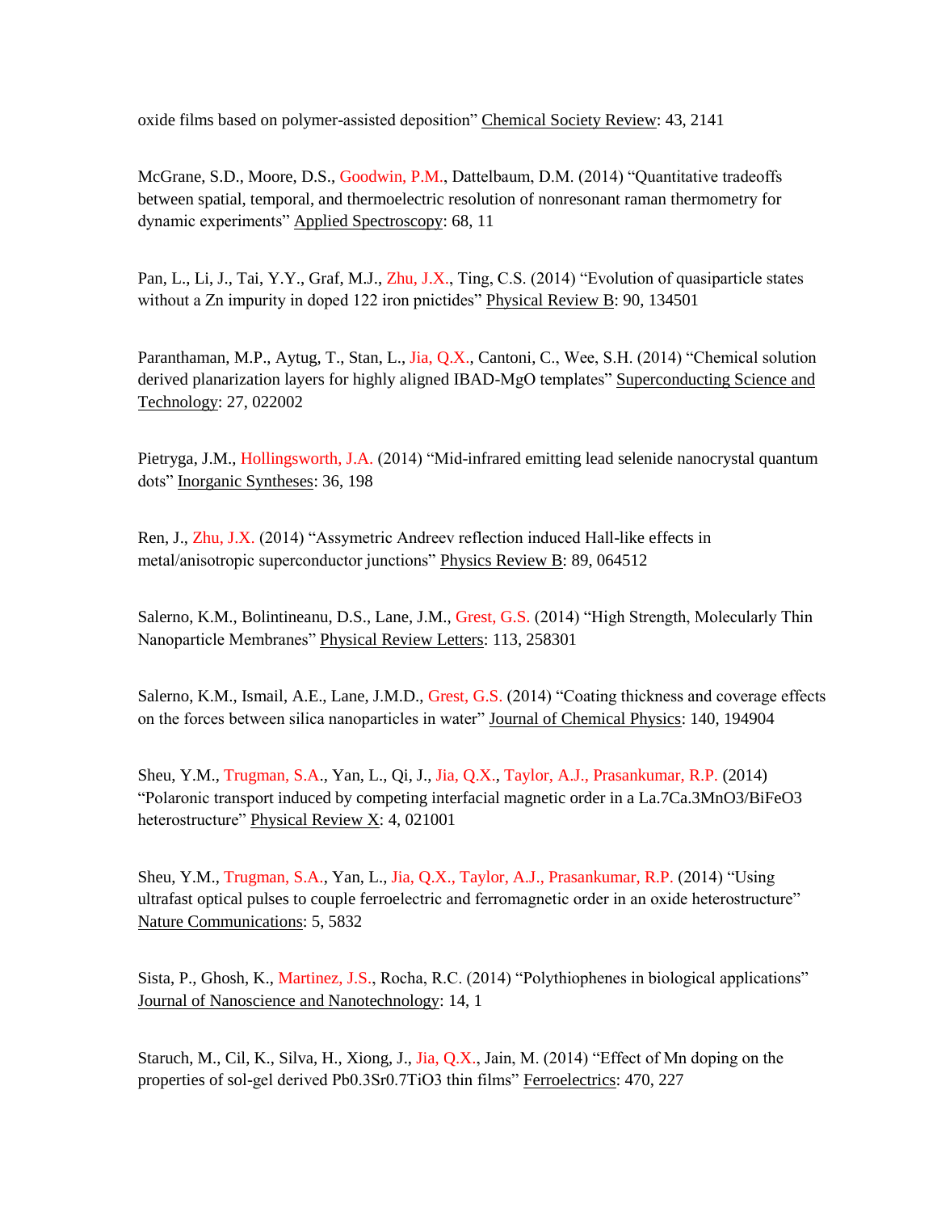oxide films based on polymer-assisted deposition" Chemical Society Review: 43, 2141

McGrane, S.D., Moore, D.S., Goodwin, P.M., Dattelbaum, D.M. (2014) "Quantitative tradeoffs between spatial, temporal, and thermoelectric resolution of nonresonant raman thermometry for dynamic experiments" Applied Spectroscopy: 68, 11

Pan, L., Li, J., Tai, Y.Y., Graf, M.J., Zhu, J.X., Ting, C.S. (2014) "Evolution of quasiparticle states without a Zn impurity in doped 122 iron pnictides" Physical Review B: 90, 134501

Paranthaman, M.P., Aytug, T., Stan, L., Jia, Q.X., Cantoni, C., Wee, S.H. (2014) "Chemical solution derived planarization layers for highly aligned IBAD-MgO templates" Superconducting Science and Technology: 27, 022002

Pietryga, J.M., Hollingsworth, J.A. (2014) "Mid-infrared emitting lead selenide nanocrystal quantum dots" Inorganic Syntheses: 36, 198

Ren, J., Zhu, J.X. (2014) "Assymetric Andreev reflection induced Hall-like effects in metal/anisotropic superconductor junctions" Physics Review B: 89, 064512

Salerno, K.M., Bolintineanu, D.S., Lane, J.M., Grest, G.S. (2014) "High Strength, Molecularly Thin Nanoparticle Membranes" Physical Review Letters: 113, 258301

Salerno, K.M., Ismail, A.E., Lane, J.M.D., Grest, G.S. (2014) "Coating thickness and coverage effects on the forces between silica nanoparticles in water" Journal of Chemical Physics: 140, 194904

Sheu, Y.M., Trugman, S.A., Yan, L., Qi, J., Jia, Q.X., Taylor, A.J., Prasankumar, R.P. (2014) "Polaronic transport induced by competing interfacial magnetic order in a La.7Ca.3MnO3/BiFeO3 heterostructure" Physical Review X: 4, 021001

Sheu, Y.M., Trugman, S.A., Yan, L., Jia, Q.X., Taylor, A.J., Prasankumar, R.P. (2014) "Using ultrafast optical pulses to couple ferroelectric and ferromagnetic order in an oxide heterostructure" Nature Communications: 5, 5832

Sista, P., Ghosh, K., Martinez, J.S., Rocha, R.C. (2014) "Polythiophenes in biological applications" Journal of Nanoscience and Nanotechnology: 14, 1

Staruch, M., Cil, K., Silva, H., Xiong, J., Jia, Q.X., Jain, M. (2014) "Effect of Mn doping on the properties of sol-gel derived Pb0.3Sr0.7TiO3 thin films" Ferroelectrics: 470, 227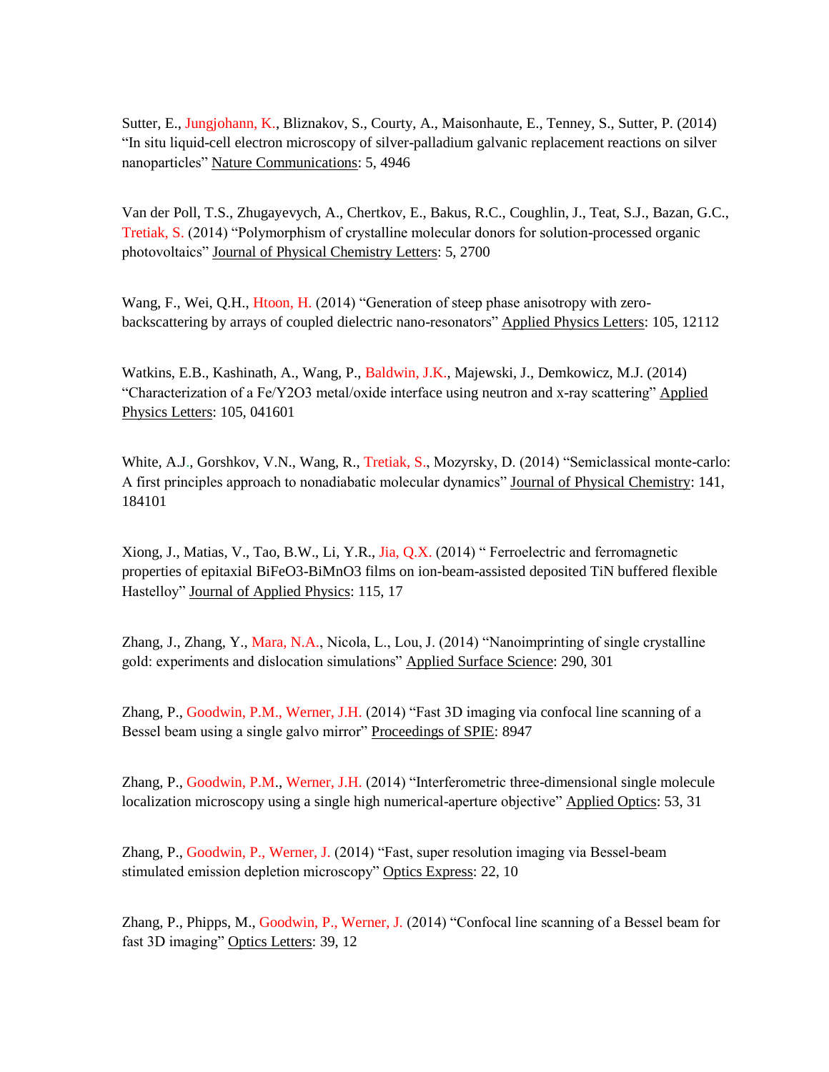Sutter, E., Jungjohann, K., Bliznakov, S., Courty, A., Maisonhaute, E., Tenney, S., Sutter, P. (2014) "In situ liquid-cell electron microscopy of silver-palladium galvanic replacement reactions on silver nanoparticles" Nature Communications: 5, 4946

Van der Poll, T.S., Zhugayevych, A., Chertkov, E., Bakus, R.C., Coughlin, J., Teat, S.J., Bazan, G.C., Tretiak, S. (2014) "Polymorphism of crystalline molecular donors for solution-processed organic photovoltaics" Journal of Physical Chemistry Letters: 5, 2700

Wang, F., Wei, Q.H., Htoon, H. (2014) "Generation of steep phase anisotropy with zero-backscattering by arrays of coupled dielectric nano-resonators" Applied Physics Letters: 105, 12112

Watkins, E.B., Kashinath, A., Wang, P., Baldwin, J.K., Majewski, J., Demkowicz, M.J. (2014) "Characterization of a $Fe/Y_2O_3$ metal/oxide interface using neutron and x-ray scattering" Applied Physics Letters: 105, 041601

White, A.J., Gorshkov, V.N., Wang, R., Tretiak, S., Mozyrsky, D. (2014) "Semiclassical monte-carlo: A first principles approach to nonadiabatic molecular dynamics" Journal of Physical Chemistry: 141, 184101

Xiong, J., Matias, V., Tao, B.W., Li, Y.R., Jia, Q.X. (2014) " Ferroelectric and ferromagnetic properties of epitaxial $BiFeO_3$-$BiMnO_3$ films on ion-beam-assisted deposited TiN buffered flexible Hastelloy" Journal of Applied Physics: 115, 17

Zhang, J., Zhang, Y., Mara, N.A., Nicola, L., Lou, J. (2014) "Nanoimprinting of single crystalline gold: experiments and dislocation simulations" Applied Surface Science: 290, 301

Zhang, P., Goodwin, P.M., Werner, J.H. (2014) "Fast 3D imaging via confocal line scanning of a Bessel beam using a single galvo mirror" Proceedings of SPIE: 8947

Zhang, P., Goodwin, P.M., Werner, J.H. (2014) "Interferometric three-dimensional single molecule localization microscopy using a single high numerical-aperture objective" Applied Optics: 53, 31

Zhang, P., Goodwin, P., Werner, J. (2014) "Fast, super resolution imaging via Bessel-beam stimulated emission depletion microscopy" Optics Express: 22, 10

Zhang, P., Phipps, M., Goodwin, P., Werner, J. (2014) "Confocal line scanning of a Bessel beam for fast 3D imaging" Optics Letters: 39, 12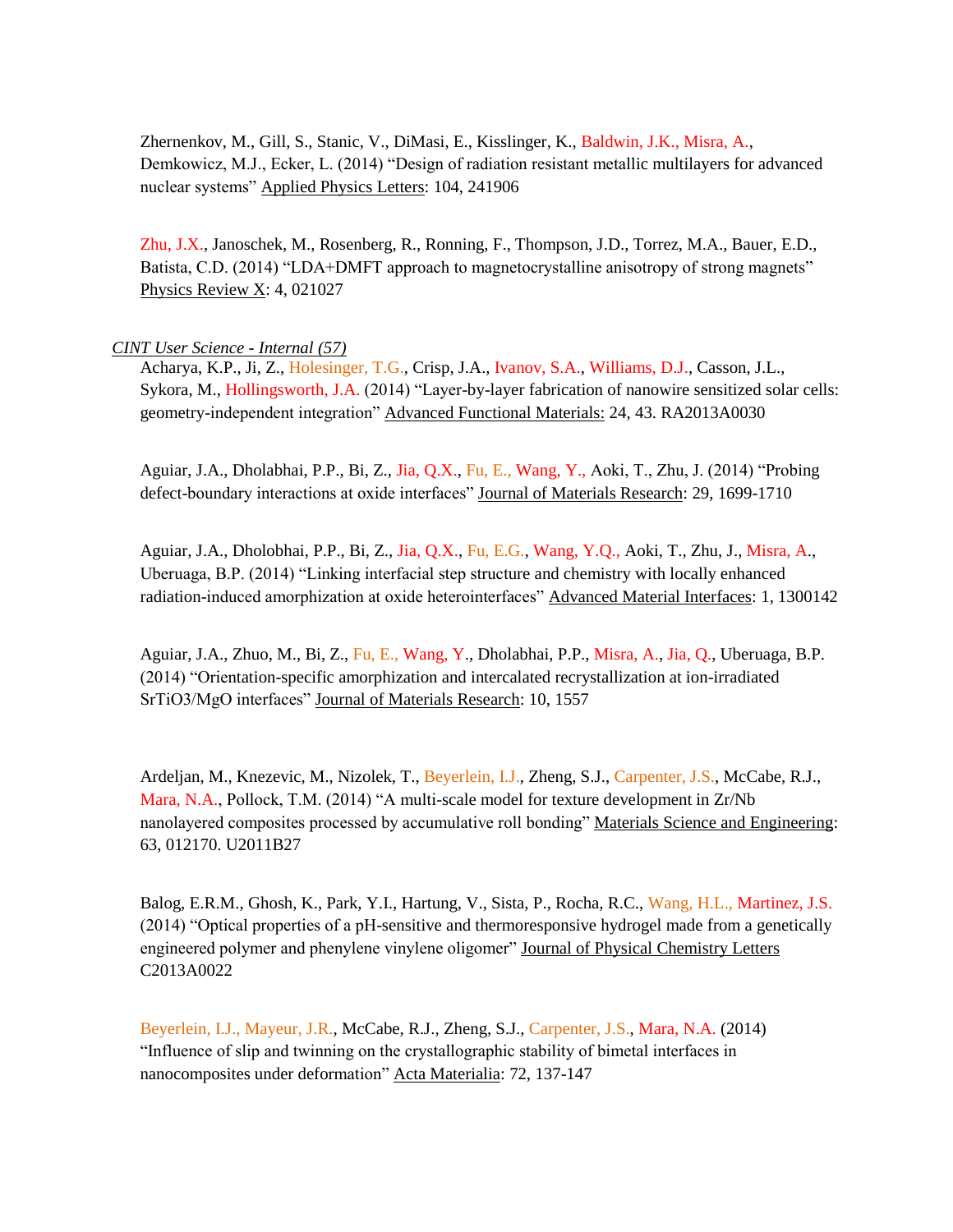Zhernenkov, M., Gill, S., Stanic, V., DiMasi, E., Kisslinger, K., Baldwin, J.K., Misra, A., Demkowicz, M.J., Ecker, L. (2014) "Design of radiation resistant metallic multilayers for advanced nuclear systems" Applied Physics Letters: 104, 241906

Zhu, J.X., Janoschek, M., Rosenberg, R., Ronning, F., Thompson, J.D., Torrez, M.A., Bauer, E.D., Batista, C.D. (2014) "LDA+DMFT approach to magnetocrystalline anisotropy of strong magnets" Physics Review X: 4, 021027

*CINT User Science - Internal (57)*

Acharya, K.P., Ji, Z., Holesinger, T.G., Crisp, J.A., Ivanov, S.A., Williams, D.J., Casson, J.L., Sykora, M., Hollingsworth, J.A. (2014) "Layer-by-layer fabrication of nanowire sensitized solar cells: geometry-independent integration" Advanced Functional Materials: 24, 43. RA2013A0030

Aguiar, J.A., Dholabhai, P.P., Bi, Z., Jia, Q.X., Fu, E., Wang, Y., Aoki, T., Zhu, J. (2014) "Probing defect-boundary interactions at oxide interfaces" Journal of Materials Research: 29, 1699-1710

Aguiar, J.A., Dholobhai, P.P., Bi, Z., Jia, Q.X., Fu, E.G., Wang, Y.Q., Aoki, T., Zhu, J., Misra, A., Uberuaga, B.P. (2014) "Linking interfacial step structure and chemistry with locally enhanced radiation-induced amorphization at oxide heterointerfaces" Advanced Material Interfaces: 1, 1300142

Aguiar, J.A., Zhuo, M., Bi, Z., Fu, E., Wang, Y., Dholabhai, P.P., Misra, A., Jia, Q., Uberuaga, B.P. (2014) "Orientation-specific amorphization and intercalated recrystallization at ion-irradiated SrTiO3/MgO interfaces" Journal of Materials Research: 10, 1557

Ardeljan, M., Knezevic, M., Nizolek, T., Beyerlein, I.J., Zheng, S.J., Carpenter, J.S., McCabe, R.J., Mara, N.A., Pollock, T.M. (2014) "A multi-scale model for texture development in Zr/Nb nanolayered composites processed by accumulative roll bonding" Materials Science and Engineering: 63, 012170. U2011B27

Balog, E.R.M., Ghosh, K., Park, Y.I., Hartung, V., Sista, P., Rocha, R.C., Wang, H.L., Martinez, J.S. (2014) "Optical properties of a pH-sensitive and thermoresponsive hydrogel made from a genetically engineered polymer and phenylene vinylene oligomer" Journal of Physical Chemistry Letters C2013A0022

Beyerlein, I.J., Mayeur, J.R., McCabe, R.J., Zheng, S.J., Carpenter, J.S., Mara, N.A. (2014) "Influence of slip and twinning on the crystallographic stability of bimetal interfaces in nanocomposites under deformation" Acta Materialia: 72, 137-147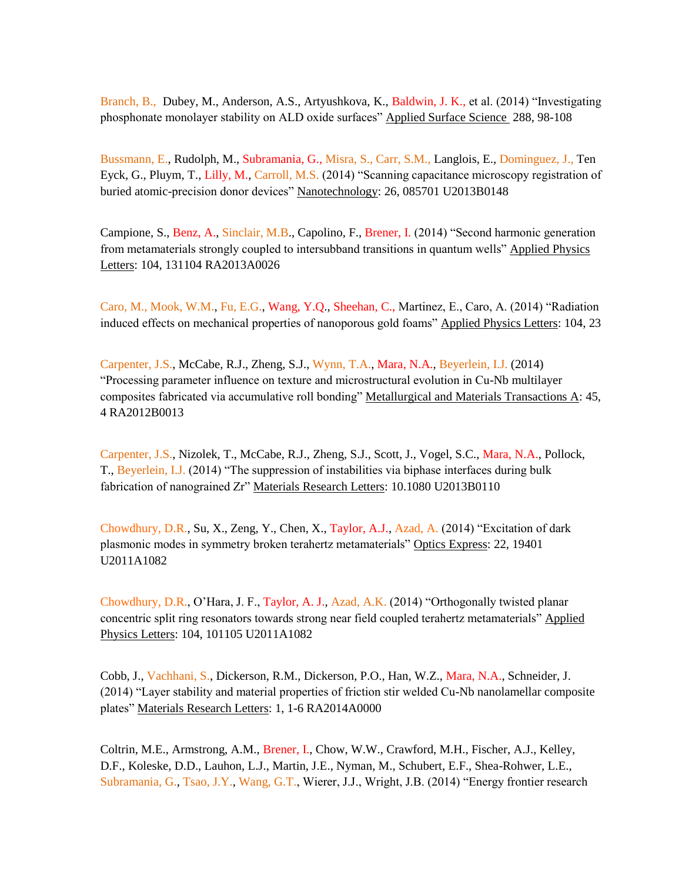Branch, B., Dubey, M., Anderson, A.S., Artyushkova, K., Baldwin, J. K., et al. (2014) "Investigating phosphonate monolayer stability on ALD oxide surfaces" Applied Surface Science 288, 98-108

Bussmann, E., Rudolph, M., Subramania, G., Misra, S., Carr, S.M., Langlois, E., Dominguez, J., Ten Eyck, G., Pluym, T., Lilly, M., Carroll, M.S. (2014) "Scanning capacitance microscopy registration of buried atomic-precision donor devices" Nanotechnology: 26, 085701 U2013B0148

Campione, S., Benz, A., Sinclair, M.B., Capolino, F., Brener, I. (2014) "Second harmonic generation from metamaterials strongly coupled to intersubband transitions in quantum wells" Applied Physics Letters: 104, 131104 RA2013A0026

Caro, M., Mook, W.M., Fu, E.G., Wang, Y.Q., Sheehan, C., Martinez, E., Caro, A. (2014) "Radiation induced effects on mechanical properties of nanoporous gold foams" Applied Physics Letters: 104, 23

Carpenter, J.S., McCabe, R.J., Zheng, S.J., Wynn, T.A., Mara, N.A., Beyerlein, I.J. (2014) "Processing parameter influence on texture and microstructural evolution in Cu-Nb multilayer composites fabricated via accumulative roll bonding" Metallurgical and Materials Transactions A: 45, 4 RA2012B0013

Carpenter, J.S., Nizolek, T., McCabe, R.J., Zheng, S.J., Scott, J., Vogel, S.C., Mara, N.A., Pollock, T., Beyerlein, I.J. (2014) "The suppression of instabilities via biphase interfaces during bulk fabrication of nanograined Zr" Materials Research Letters: 10.1080 U2013B0110

Chowdhury, D.R., Su, X., Zeng, Y., Chen, X., Taylor, A.J., Azad, A. (2014) "Excitation of dark plasmonic modes in symmetry broken terahertz metamaterials" Optics Express: 22, 19401 U2011A1082

Chowdhury, D.R., O'Hara, J. F., Taylor, A. J., Azad, A.K. (2014) "Orthogonally twisted planar concentric split ring resonators towards strong near field coupled terahertz metamaterials" Applied Physics Letters: 104, 101105 U2011A1082

Cobb, J., Vachhani, S., Dickerson, R.M., Dickerson, P.O., Han, W.Z., Mara, N.A., Schneider, J. (2014) "Layer stability and material properties of friction stir welded Cu-Nb nanolamellar composite plates" Materials Research Letters: 1, 1-6 RA2014A0000

Coltrin, M.E., Armstrong, A.M., Brener, I., Chow, W.W., Crawford, M.H., Fischer, A.J., Kelley, D.F., Koleske, D.D., Lauhon, L.J., Martin, J.E., Nyman, M., Schubert, E.F., Shea-Rohwer, L.E., Subramania, G., Tsao, J.Y., Wang, G.T., Wierer, J.J., Wright, J.B. (2014) "Energy frontier research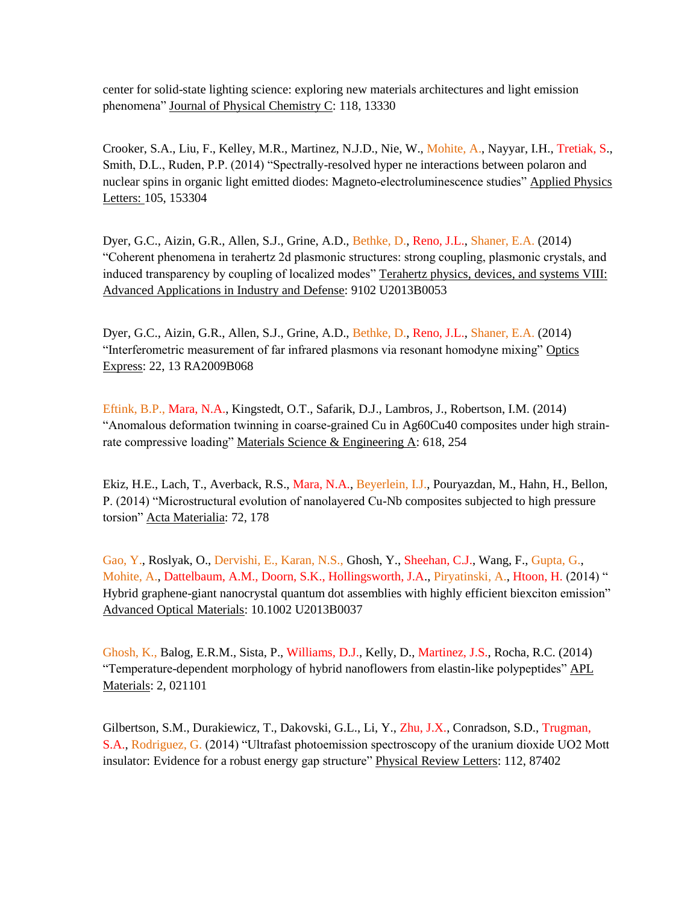center for solid-state lighting science: exploring new materials architectures and light emission phenomena" Journal of Physical Chemistry C: 118, 13330

Crooker, S.A., Liu, F., Kelley, M.R., Martinez, N.J.D., Nie, W., Mohite, A., Nayyar, I.H., Tretiak, S., Smith, D.L., Ruden, P.P. (2014) "Spectrally-resolved hyper ne interactions between polaron and nuclear spins in organic light emitted diodes: Magneto-electroluminescence studies" Applied Physics Letters: 105, 153304

Dyer, G.C., Aizin, G.R., Allen, S.J., Grine, A.D., Bethke, D., Reno, J.L., Shaner, E.A. (2014) "Coherent phenomena in terahertz 2d plasmonic structures: strong coupling, plasmonic crystals, and induced transparency by coupling of localized modes" Terahertz physics, devices, and systems VIII: Advanced Applications in Industry and Defense: 9102 U2013B0053

Dyer, G.C., Aizin, G.R., Allen, S.J., Grine, A.D., Bethke, D., Reno, J.L., Shaner, E.A. (2014) "Interferometric measurement of far infrared plasmons via resonant homodyne mixing" Optics Express: 22, 13 RA2009B068

Eftink, B.P., Mara, N.A., Kingstedt, O.T., Safarik, D.J., Lambros, J., Robertson, I.M. (2014) "Anomalous deformation twinning in coarse-grained Cu in Ag60Cu40 composites under high strain-rate compressive loading" Materials Science & Engineering A: 618, 254

Ekiz, H.E., Lach, T., Averback, R.S., Mara, N.A., Beyerlein, I.J., Pouryazdan, M., Hahn, H., Bellon, P. (2014) "Microstructural evolution of nanolayered Cu-Nb composites subjected to high pressure torsion" Acta Materialia: 72, 178

Gao, Y., Roslyak, O., Dervishi, E., Karan, N.S., Ghosh, Y., Sheehan, C.J., Wang, F., Gupta, G., Mohite, A., Dattelbaum, A.M., Doorn, S.K., Hollingsworth, J.A., Piryatinski, A., Htoon, H. (2014) " Hybrid graphene-giant nanocrystal quantum dot assemblies with highly efficient biexciton emission" Advanced Optical Materials: 10.1002 U2013B0037

Ghosh, K., Balog, E.R.M., Sista, P., Williams, D.J., Kelly, D., Martinez, J.S., Rocha, R.C. (2014) "Temperature-dependent morphology of hybrid nanoflowers from elastin-like polypeptides" APL Materials: 2, 021101

Gilbertson, S.M., Durakiewicz, T., Dakovski, G.L., Li, Y., Zhu, J.X., Conradson, S.D., Trugman, S.A., Rodriguez, G. (2014) "Ultrafast photoemission spectroscopy of the uranium dioxide UO2 Mott insulator: Evidence for a robust energy gap structure" Physical Review Letters: 112, 87402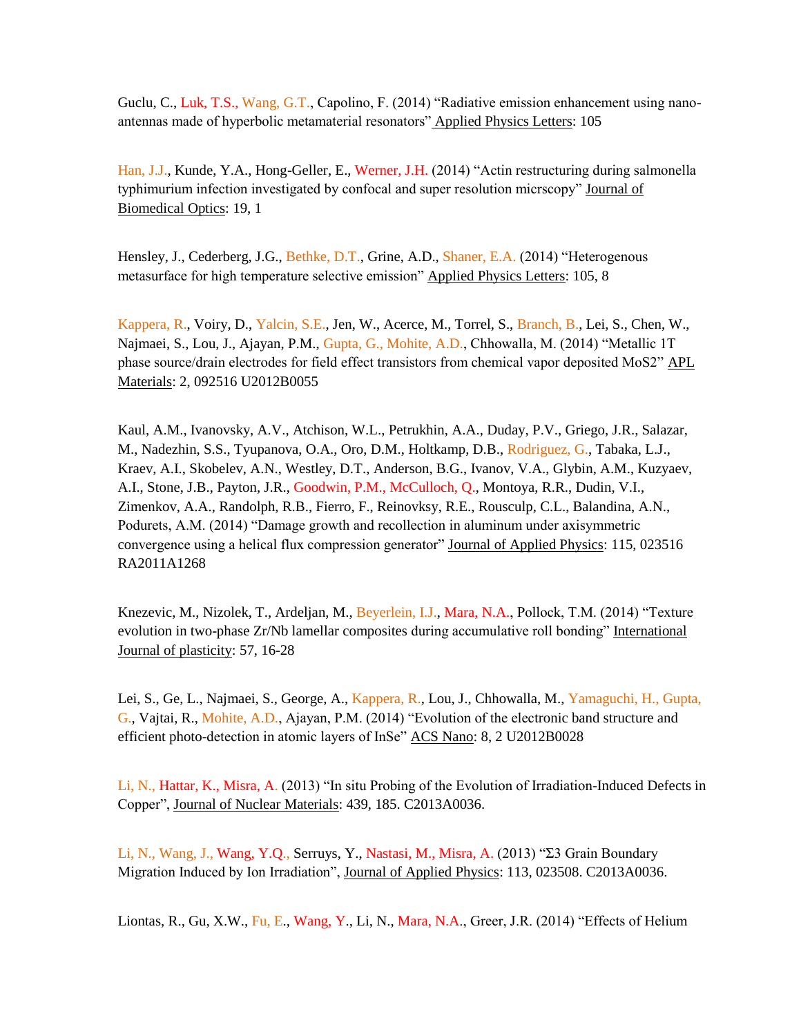Guclu, C., Luk, T.S., Wang, G.T., Capolino, F. (2014) “Radiative emission enhancement using nano-antennas made of hyperbolic metamaterial resonators” Applied Physics Letters: 105

Han, J.J., Kunde, Y.A., Hong-Geller, E., Werner, J.H. (2014) “Actin restructuring during salmonella typhimurium infection investigated by confocal and super resolution micrscopy” Journal of Biomedical Optics: 19, 1

Hensley, J., Cederberg, J.G., Bethke, D.T., Grine, A.D., Shaner, E.A. (2014) “Heterogenous metasurface for high temperature selective emission” Applied Physics Letters: 105, 8

Kappera, R., Voiry, D., Yalcin, S.E., Jen, W., Acerce, M., Torrel, S., Branch, B., Lei, S., Chen, W., Najmaei, S., Lou, J., Ajayan, P.M., Gupta, G., Mohite, A.D., Chhowalla, M. (2014) “Metallic 1T phase source/drain electrodes for field effect transistors from chemical vapor deposited MoS2” APL Materials: 2, 092516 U2012B0055

Kaul, A.M., Ivanovsky, A.V., Atchison, W.L., Petrukhin, A.A., Duday, P.V., Griego, J.R., Salazar, M., Nadezhin, S.S., Tyupanova, O.A., Oro, D.M., Holtkamp, D.B., Rodriguez, G., Tabaka, L.J., Kraev, A.I., Skobelev, A.N., Westley, D.T., Anderson, B.G., Ivanov, V.A., Glybin, A.M., Kuzyaev, A.I., Stone, J.B., Payton, J.R., Goodwin, P.M., McCulloch, Q., Montoya, R.R., Dudin, V.I., Zimenkov, A.A., Randolph, R.B., Fierro, F., Reinovksy, R.E., Rousculp, C.L., Balandina, A.N., Podurets, A.M. (2014) “Damage growth and recollection in aluminum under axisymmetric convergence using a helical flux compression generator” Journal of Applied Physics: 115, 023516 RA2011A1268

Knezevic, M., Nizolek, T., Ardeljan, M., Beyerlein, I.J., Mara, N.A., Pollock, T.M. (2014) “Texture evolution in two-phase Zr/Nb lamellar composites during accumulative roll bonding” International Journal of plasticity: 57, 16-28

Lei, S., Ge, L., Najmaei, S., George, A., Kappera, R., Lou, J., Chhowalla, M., Yamaguchi, H., Gupta, G., Vajtai, R., Mohite, A.D., Ajayan, P.M. (2014) “Evolution of the electronic band structure and efficient photo-detection in atomic layers of InSe” ACS Nano: 8, 2 U2012B0028

Li, N., Hattar, K., Misra, A. (2013) “In situ Probing of the Evolution of Irradiation-Induced Defects in Copper”, Journal of Nuclear Materials: 439, 185. C2013A0036.

Li, N., Wang, J., Wang, Y.Q., Serruys, Y., Nastasi, M., Misra, A. (2013) “Σ3 Grain Boundary Migration Induced by Ion Irradiation”, Journal of Applied Physics: 113, 023508. C2013A0036.

Liontas, R., Gu, X.W., Fu, E., Wang, Y., Li, N., Mara, N.A., Greer, J.R. (2014) “Effects of Helium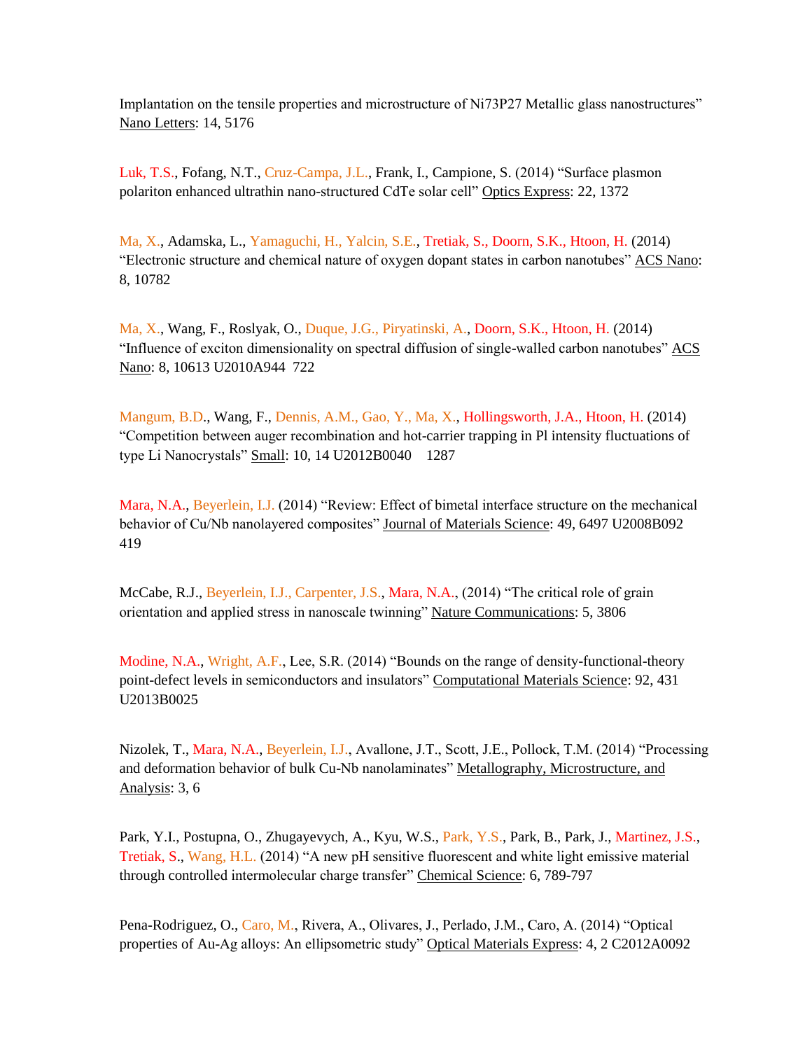Implantation on the tensile properties and microstructure of Ni73P27 Metallic glass nanostructures" Nano Letters: 14, 5176

Luk, T.S., Fofang, N.T., Cruz-Campa, J.L., Frank, I., Campione, S. (2014) "Surface plasmon polariton enhanced ultrathin nano-structured CdTe solar cell" Optics Express: 22, 1372

Ma, X., Adamska, L., Yamaguchi, H., Yalcin, S.E., Tretiak, S., Doorn, S.K., Htoon, H. (2014) "Electronic structure and chemical nature of oxygen dopant states in carbon nanotubes" ACS Nano: 8, 10782

Ma, X., Wang, F., Roslyak, O., Duque, J.G., Piryatinski, A., Doorn, S.K., Htoon, H. (2014) "Influence of exciton dimensionality on spectral diffusion of single-walled carbon nanotubes" ACS Nano: 8, 10613 U2010A944 722

Mangum, B.D., Wang, F., Dennis, A.M., Gao, Y., Ma, X., Hollingsworth, J.A., Htoon, H. (2014) "Competition between auger recombination and hot-carrier trapping in Pl intensity fluctuations of type Li Nanocrystals" Small: 10, 14 U2012B0040 1287

Mara, N.A., Beyerlein, I.J. (2014) "Review: Effect of bimetal interface structure on the mechanical behavior of Cu/Nb nanolayered composites" Journal of Materials Science: 49, 6497 U2008B092 419

McCabe, R.J., Beyerlein, I.J., Carpenter, J.S., Mara, N.A., (2014) "The critical role of grain orientation and applied stress in nanoscale twinning" Nature Communications: 5, 3806

Modine, N.A., Wright, A.F., Lee, S.R. (2014) "Bounds on the range of density-functional-theory point-defect levels in semiconductors and insulators" Computational Materials Science: 92, 431 U2013B0025

Nizolek, T., Mara, N.A., Beyerlein, I.J., Avallone, J.T., Scott, J.E., Pollock, T.M. (2014) "Processing and deformation behavior of bulk Cu-Nb nanolaminates" Metallography, Microstructure, and Analysis: 3, 6

Park, Y.I., Postupna, O., Zhugayevych, A., Kyu, W.S., Park, Y.S., Park, B., Park, J., Martinez, J.S., Tretiak, S., Wang, H.L. (2014) "A new pH sensitive fluorescent and white light emissive material through controlled intermolecular charge transfer" Chemical Science: 6, 789-797

Pena-Rodriguez, O., Caro, M., Rivera, A., Olivares, J., Perlado, J.M., Caro, A. (2014) "Optical properties of Au-Ag alloys: An ellipsometric study" Optical Materials Express: 4, 2 C2012A0092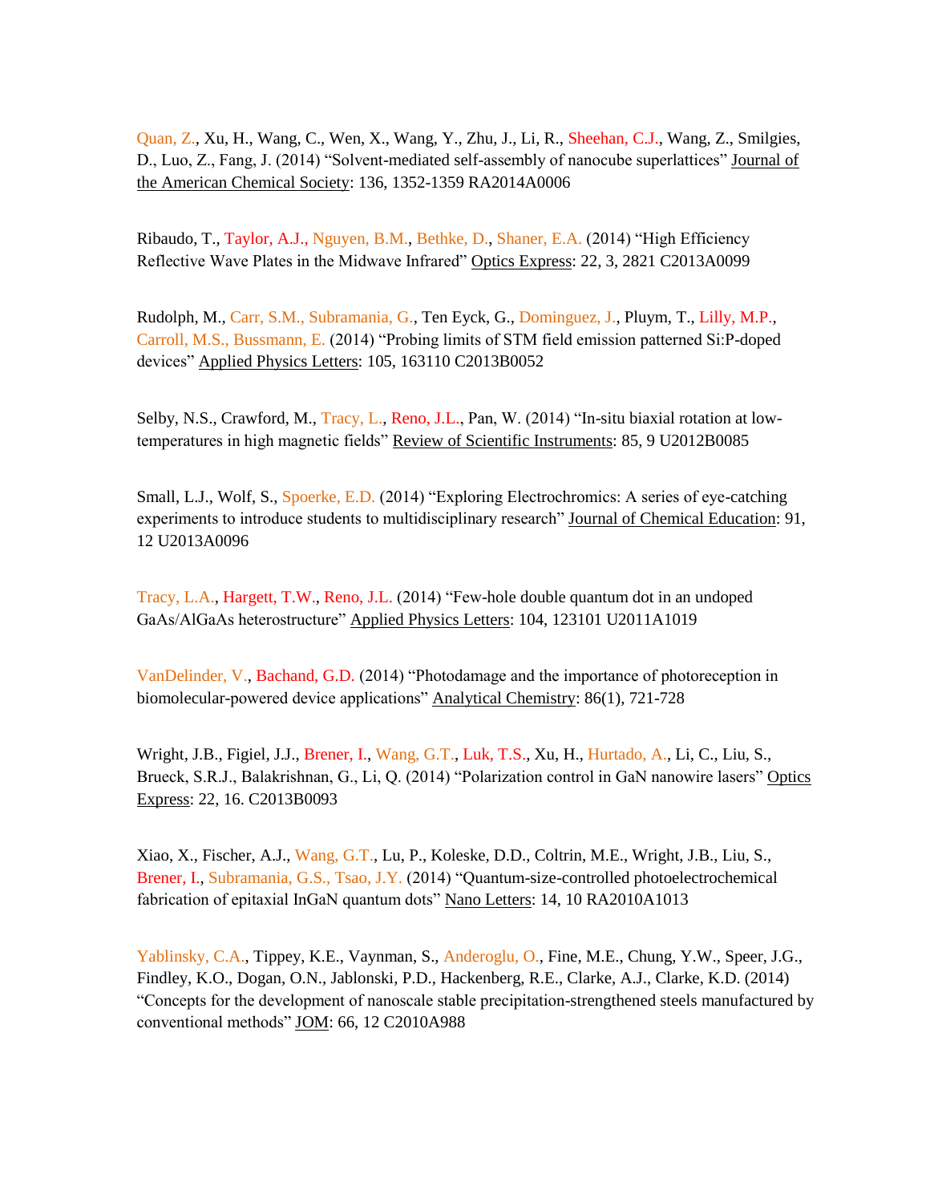Quan, Z., Xu, H., Wang, C., Wen, X., Wang, Y., Zhu, J., Li, R., Sheehan, C.J., Wang, Z., Smilgies, D., Luo, Z., Fang, J. (2014) "Solvent-mediated self-assembly of nanocube superlattices" Journal of the American Chemical Society: 136, 1352-1359 RA2014A0006

Ribaudo, T., Taylor, A.J., Nguyen, B.M., Bethke, D., Shaner, E.A. (2014) "High Efficiency Reflective Wave Plates in the Midwave Infrared" Optics Express: 22, 3, 2821 C2013A0099

Rudolph, M., Carr, S.M., Subramania, G., Ten Eyck, G., Dominguez, J., Pluym, T., Lilly, M.P., Carroll, M.S., Bussmann, E. (2014) "Probing limits of STM field emission patterned Si:P-doped devices" Applied Physics Letters: 105, 163110 C2013B0052

Selby, N.S., Crawford, M., Tracy, L., Reno, J.L., Pan, W. (2014) "In-situ biaxial rotation at low-temperatures in high magnetic fields" Review of Scientific Instruments: 85, 9 U2012B0085

Small, L.J., Wolf, S., Spoerke, E.D. (2014) "Exploring Electrochromics: A series of eye-catching experiments to introduce students to multidisciplinary research" Journal of Chemical Education: 91, 12 U2013A0096

Tracy, L.A., Hargett, T.W., Reno, J.L. (2014) "Few-hole double quantum dot in an undoped GaAs/AlGaAs heterostructure" Applied Physics Letters: 104, 123101 U2011A1019

VanDelinder, V., Bachand, G.D. (2014) "Photodamage and the importance of photoreception in biomolecular-powered device applications" Analytical Chemistry: 86(1), 721-728

Wright, J.B., Figiel, J.J., Brener, I., Wang, G.T., Luk, T.S., Xu, H., Hurtado, A., Li, C., Liu, S., Brueck, S.R.J., Balakrishnan, G., Li, Q. (2014) "Polarization control in GaN nanowire lasers" Optics Express: 22, 16. C2013B0093

Xiao, X., Fischer, A.J., Wang, G.T., Lu, P., Koleske, D.D., Coltrin, M.E., Wright, J.B., Liu, S., Brener, I., Subramania, G.S., Tsao, J.Y. (2014) "Quantum-size-controlled photoelectrochemical fabrication of epitaxial InGaN quantum dots" Nano Letters: 14, 10 RA2010A1013

Yablinsky, C.A., Tippey, K.E., Vaynman, S., Anderoglu, O., Fine, M.E., Chung, Y.W., Speer, J.G., Findley, K.O., Dogan, O.N., Jablonski, P.D., Hackenberg, R.E., Clarke, A.J., Clarke, K.D. (2014) "Concepts for the development of nanoscale stable precipitation-strengthened steels manufactured by conventional methods" JOM: 66, 12 C2010A988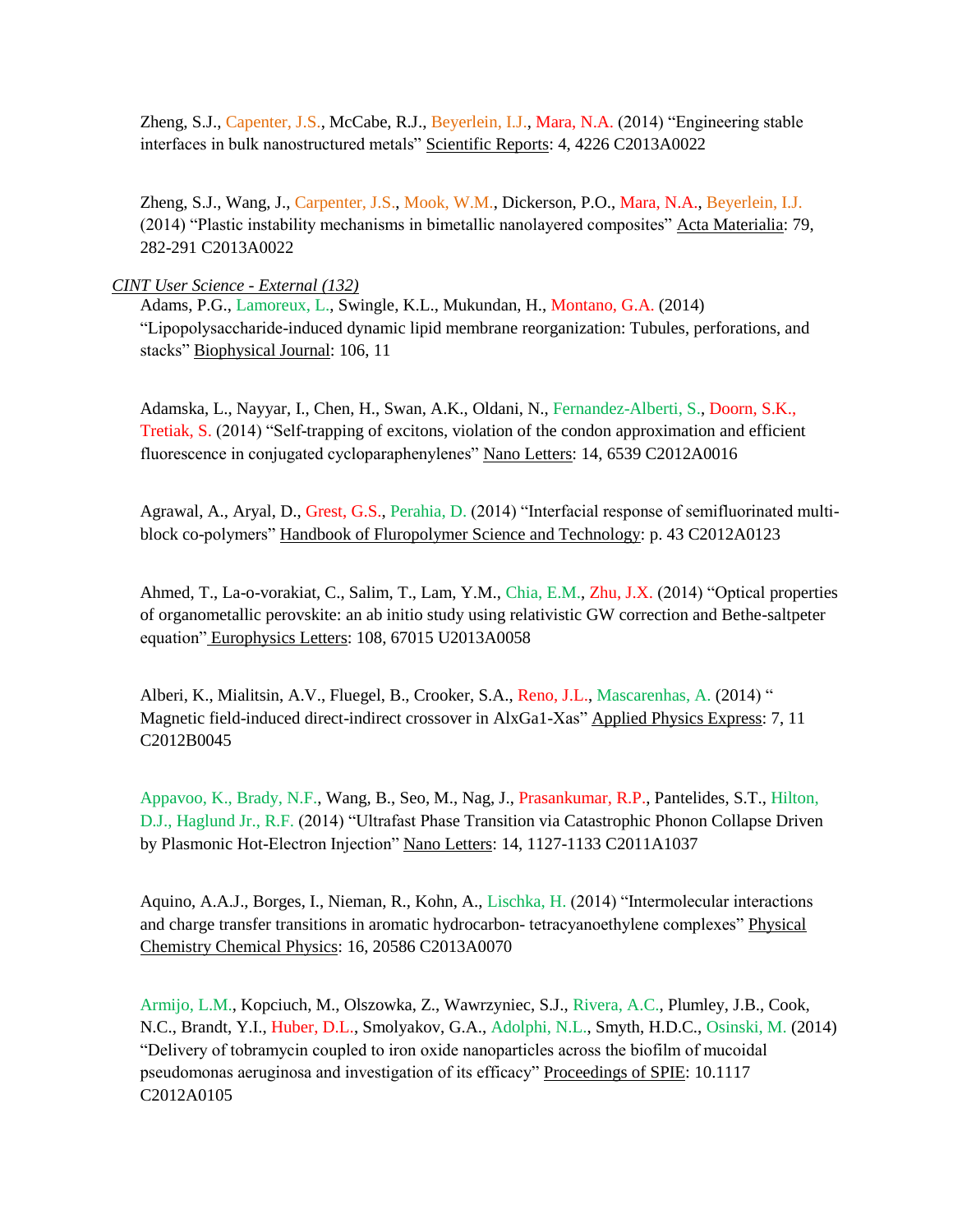Zheng, S.J., Capenter, J.S., McCabe, R.J., Beyerlein, I.J., Mara, N.A. (2014) "Engineering stable interfaces in bulk nanostructured metals" Scientific Reports: 4, 4226 C2013A0022

Zheng, S.J., Wang, J., Carpenter, J.S., Mook, W.M., Dickerson, P.O., Mara, N.A., Beyerlein, I.J. (2014) "Plastic instability mechanisms in bimetallic nanolayered composites" Acta Materialia: 79, 282-291 C2013A0022

*CINT User Science - External (132)*

Adams, P.G., Lamoreux, L., Swingle, K.L., Mukundan, H., Montano, G.A. (2014) "Lipopolysaccharide-induced dynamic lipid membrane reorganization: Tubules, perforations, and stacks" Biophysical Journal: 106, 11

Adamska, L., Nayyar, I., Chen, H., Swan, A.K., Oldani, N., Fernandez-Alberti, S., Doorn, S.K., Tretiak, S. (2014) "Self-trapping of excitons, violation of the condon approximation and efficient fluorescence in conjugated cycloparaphenylenes" Nano Letters: 14, 6539 C2012A0016

Agrawal, A., Aryal, D., Grest, G.S., Perahia, D. (2014) "Interfacial response of semifluorinated multi-block co-polymers" Handbook of Fluropolymer Science and Technology: p. 43 C2012A0123

Ahmed, T., La-o-vorakiat, C., Salim, T., Lam, Y.M., Chia, E.M., Zhu, J.X. (2014) "Optical properties of organometallic perovskite: an ab initio study using relativistic GW correction and Bethe-saltpeter equation" Europhysics Letters: 108, 67015 U2013A0058

Alberi, K., Mialitsin, A.V., Fluegel, B., Crooker, S.A., Reno, J.L., Mascarenhas, A. (2014) " Magnetic field-induced direct-indirect crossover in AlxGa1-Xas" Applied Physics Express: 7, 11 C2012B0045

Appavoo, K., Brady, N.F., Wang, B., Seo, M., Nag, J., Prasankumar, R.P., Pantelides, S.T., Hilton, D.J., Haglund Jr., R.F. (2014) "Ultrafast Phase Transition via Catastrophic Phonon Collapse Driven by Plasmonic Hot-Electron Injection" Nano Letters: 14, 1127-1133 C2011A1037

Aquino, A.A.J., Borges, I., Nieman, R., Kohn, A., Lischka, H. (2014) "Intermolecular interactions and charge transfer transitions in aromatic hydrocarbon- tetracyanoethylene complexes" Physical Chemistry Chemical Physics: 16, 20586 C2013A0070

Armijo, L.M., Kopciuch, M., Olszowka, Z., Wawrzyniec, S.J., Rivera, A.C., Plumley, J.B., Cook, N.C., Brandt, Y.I., Huber, D.L., Smolyakov, G.A., Adolphi, N.L., Smyth, H.D.C., Osinski, M. (2014) "Delivery of tobramycin coupled to iron oxide nanoparticles across the biofilm of mucoidal pseudomonas aeruginosa and investigation of its efficacy" Proceedings of SPIE: 10.1117 C2012A0105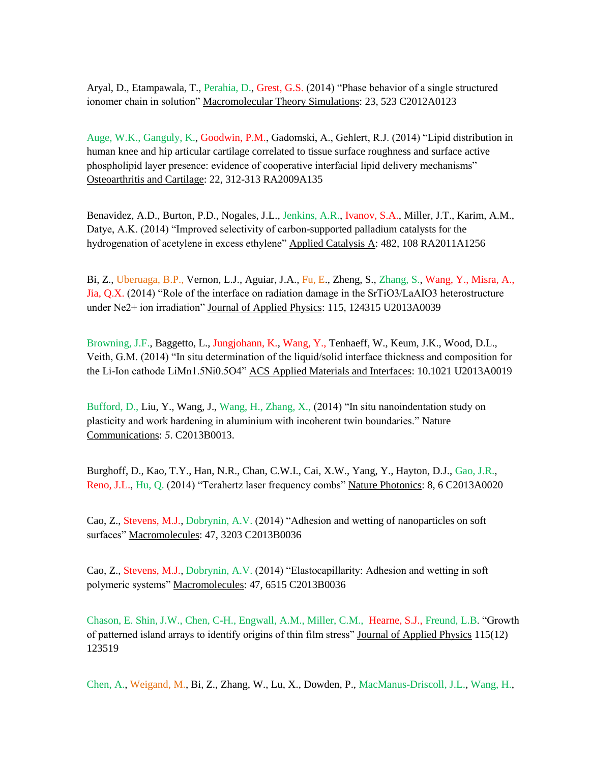Aryal, D., Etampawala, T., Perahia, D., Grest, G.S. (2014) “Phase behavior of a single structured ionomer chain in solution” Macromolecular Theory Simulations: 23, 523 C2012A0123

Auge, W.K., Ganguly, K., Goodwin, P.M., Gadomski, A., Gehlert, R.J. (2014) “Lipid distribution in human knee and hip articular cartilage correlated to tissue surface roughness and surface active phospholipid layer presence: evidence of cooperative interfacial lipid delivery mechanisms” Osteoarthritis and Cartilage: 22, 312-313 RA2009A135

Benavidez, A.D., Burton, P.D., Nogales, J.L., Jenkins, A.R., Ivanov, S.A., Miller, J.T., Karim, A.M., Datye, A.K. (2014) “Improved selectivity of carbon-supported palladium catalysts for the hydrogenation of acetylene in excess ethylene” Applied Catalysis A: 482, 108 RA2011A1256

Bi, Z., Uberuaga, B.P., Vernon, L.J., Aguiar, J.A., Fu, E., Zheng, S., Zhang, S., Wang, Y., Misra, A., Jia, Q.X. (2014) “Role of the interface on radiation damage in the $SrTiO_3/LaAlO_3$ heterostructure under $Ne^{2+}$ ion irradiation” Journal of Applied Physics: 115, 124315 U2013A0039

Browning, J.F., Baggetto, L., Jungjohann, K., Wang, Y., Tenhaeff, W., Keum, J.K., Wood, D.L., Veith, G.M. (2014) “In situ determination of the liquid/solid interface thickness and composition for the Li-Ion cathode $LiMn_{1.5}Ni_{0.5}O_4$” ACS Applied Materials and Interfaces: 10.1021 U2013A0019

Bufford, D., Liu, Y., Wang, J., Wang, H., Zhang, X., (2014) “In situ nanoindentation study on plasticity and work hardening in aluminium with incoherent twin boundaries.” Nature Communications: *5*. C2013B0013.

Burghoff, D., Kao, T.Y., Han, N.R., Chan, C.W.I., Cai, X.W., Yang, Y., Hayton, D.J., Gao, J.R., Reno, J.L., Hu, Q. (2014) “Terahertz laser frequency combs” Nature Photonics: 8, 6 C2013A0020

Cao, Z., Stevens, M.J., Dobrynin, A.V. (2014) “Adhesion and wetting of nanoparticles on soft surfaces” Macromolecules: 47, 3203 C2013B0036

Cao, Z., Stevens, M.J., Dobrynin, A.V. (2014) “Elastocapillarity: Adhesion and wetting in soft polymeric systems” Macromolecules: 47, 6515 C2013B0036

Chason, E. Shin, J.W., Chen, C-H., Engwall, A.M., Miller, C.M., Hearne, S.J., Freund, L.B. “Growth of patterned island arrays to identify origins of thin film stress” Journal of Applied Physics 115(12) 123519

Chen, A., Weigand, M., Bi, Z., Zhang, W., Lu, X., Dowden, P., MacManus-Driscoll, J.L., Wang, H.,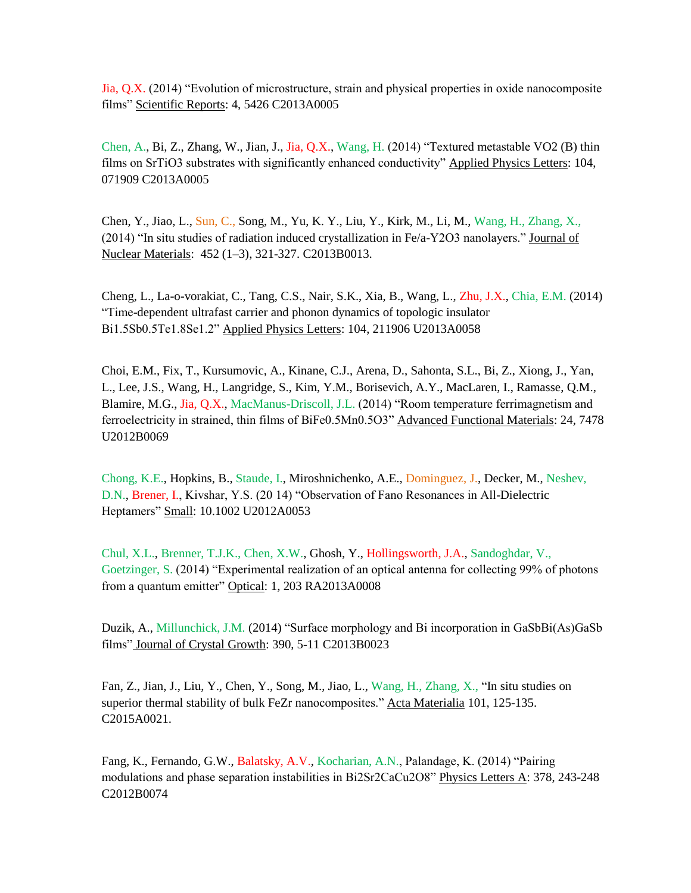Jia, Q.X. (2014) “Evolution of microstructure, strain and physical properties in oxide nanocomposite films” Scientific Reports: 4, 5426 C2013A0005

Chen, A., Bi, Z., Zhang, W., Jian, J., Jia, Q.X., Wang, H. (2014) “Textured metastable VO2 (B) thin films on SrTiO3 substrates with significantly enhanced conductivity” Applied Physics Letters: 104, 071909 C2013A0005

Chen, Y., Jiao, L., Sun, C., Song, M., Yu, K. Y., Liu, Y., Kirk, M., Li, M., Wang, H., Zhang, X., (2014) “In situ studies of radiation induced crystallization in Fe/a-Y2O3 nanolayers.” Journal of Nuclear Materials: 452 (1–3), 321-327. C2013B0013.

Cheng, L., La-o-vorakiat, C., Tang, C.S., Nair, S.K., Xia, B., Wang, L., Zhu, J.X., Chia, E.M. (2014) “Time-dependent ultrafast carrier and phonon dynamics of topologic insulator Bi1.5Sb0.5Te1.8Se1.2” Applied Physics Letters: 104, 211906 U2013A0058

Choi, E.M., Fix, T., Kursumovic, A., Kinane, C.J., Arena, D., Sahonta, S.L., Bi, Z., Xiong, J., Yan, L., Lee, J.S., Wang, H., Langridge, S., Kim, Y.M., Borisevich, A.Y., MacLaren, I., Ramasse, Q.M., Blamire, M.G., Jia, Q.X., MacManus-Driscoll, J.L. (2014) “Room temperature ferrimagnetism and ferroelectricity in strained, thin films of BiFe0.5Mn0.5O3” Advanced Functional Materials: 24, 7478 U2012B0069

Chong, K.E., Hopkins, B., Staude, I., Miroshnichenko, A.E., Dominguez, J., Decker, M., Neshev, D.N., Brener, I., Kivshar, Y.S. (20 14) “Observation of Fano Resonances in All-Dielectric Heptamers” Small: 10.1002 U2012A0053

Chul, X.L., Brenner, T.J.K., Chen, X.W., Ghosh, Y., Hollingsworth, J.A., Sandoghdar, V., Goetzinger, S. (2014) “Experimental realization of an optical antenna for collecting 99% of photons from a quantum emitter” Optical: 1, 203 RA2013A0008

Duzik, A., Millunchick, J.M. (2014) “Surface morphology and Bi incorporation in GaSbBi(As)GaSb films” Journal of Crystal Growth: 390, 5-11 C2013B0023

Fan, Z., Jian, J., Liu, Y., Chen, Y., Song, M., Jiao, L., Wang, H., Zhang, X., “In situ studies on superior thermal stability of bulk FeZr nanocomposites.” Acta Materialia 101, 125-135. C2015A0021.

Fang, K., Fernando, G.W., Balatsky, A.V., Kocharian, A.N., Palandage, K. (2014) “Pairing modulations and phase separation instabilities in Bi2Sr2CaCu2O8” Physics Letters A: 378, 243-248 C2012B0074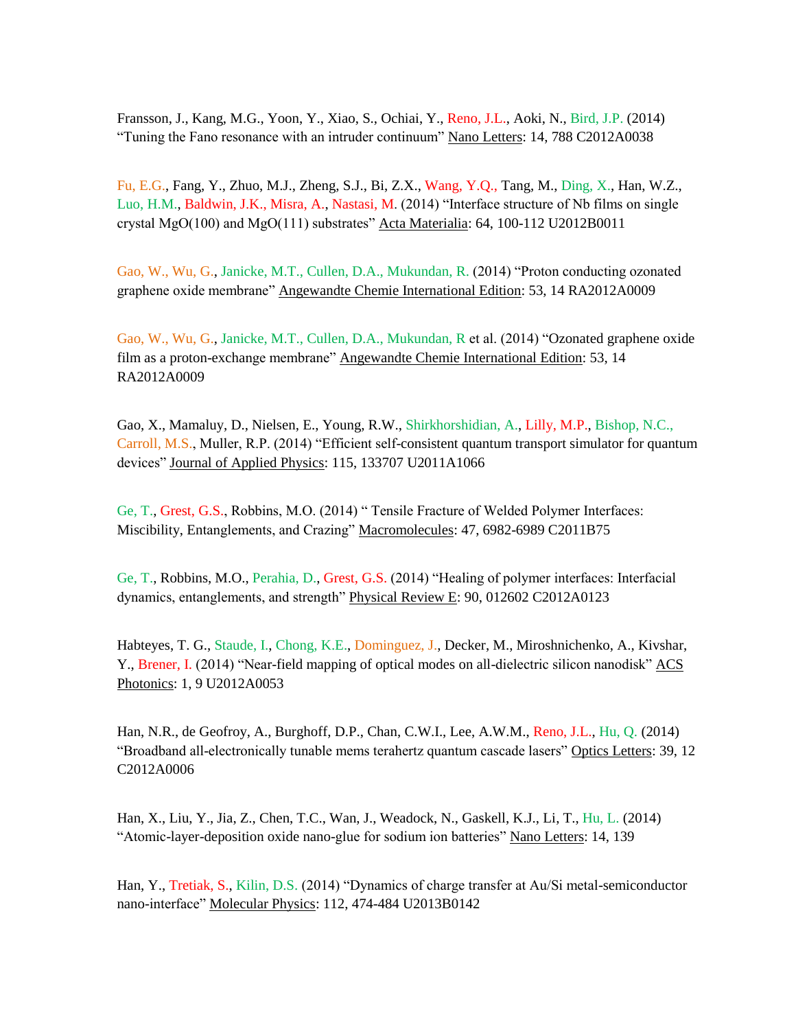Fransson, J., Kang, M.G., Yoon, Y., Xiao, S., Ochiai, Y., Reno, J.L., Aoki, N., Bird, J.P. (2014) “Tuning the Fano resonance with an intruder continuum” Nano Letters: 14, 788 C2012A0038

Fu, E.G., Fang, Y., Zhuo, M.J., Zheng, S.J., Bi, Z.X., Wang, Y.Q., Tang, M., Ding, X., Han, W.Z., Luo, H.M., Baldwin, J.K., Misra, A., Nastasi, M. (2014) “Interface structure of Nb films on single crystal MgO(100) and MgO(111) substrates” Acta Materialia: 64, 100-112 U2012B0011

Gao, W., Wu, G., Janicke, M.T., Cullen, D.A., Mukundan, R. (2014) “Proton conducting ozonated graphene oxide membrane” Angewandte Chemie International Edition: 53, 14 RA2012A0009

Gao, W., Wu, G., Janicke, M.T., Cullen, D.A., Mukundan, R et al. (2014) “Ozonated graphene oxide film as a proton-exchange membrane” Angewandte Chemie International Edition: 53, 14 RA2012A0009

Gao, X., Mamaluy, D., Nielsen, E., Young, R.W., Shirkhorshidian, A., Lilly, M.P., Bishop, N.C., Carroll, M.S., Muller, R.P. (2014) “Efficient self-consistent quantum transport simulator for quantum devices” Journal of Applied Physics: 115, 133707 U2011A1066

Ge, T., Grest, G.S., Robbins, M.O. (2014) “ Tensile Fracture of Welded Polymer Interfaces: Miscibility, Entanglements, and Crazing” Macromolecules: 47, 6982-6989 C2011B75

Ge, T., Robbins, M.O., Perahia, D., Grest, G.S. (2014) “Healing of polymer interfaces: Interfacial dynamics, entanglements, and strength” Physical Review E: 90, 012602 C2012A0123

Habteyes, T. G., Staude, I., Chong, K.E., Dominguez, J., Decker, M., Miroshnichenko, A., Kivshar, Y., Brener, I. (2014) “Near-field mapping of optical modes on all-dielectric silicon nanodisk” ACS Photonics: 1, 9 U2012A0053

Han, N.R., de Geofroy, A., Burghoff, D.P., Chan, C.W.I., Lee, A.W.M., Reno, J.L., Hu, Q. (2014) “Broadband all-electronically tunable mems terahertz quantum cascade lasers” Optics Letters: 39, 12 C2012A0006

Han, X., Liu, Y., Jia, Z., Chen, T.C., Wan, J., Weadock, N., Gaskell, K.J., Li, T., Hu, L. (2014) “Atomic-layer-deposition oxide nano-glue for sodium ion batteries” Nano Letters: 14, 139

Han, Y., Tretiak, S., Kilin, D.S. (2014) “Dynamics of charge transfer at Au/Si metal-semiconductor nano-interface” Molecular Physics: 112, 474-484 U2013B0142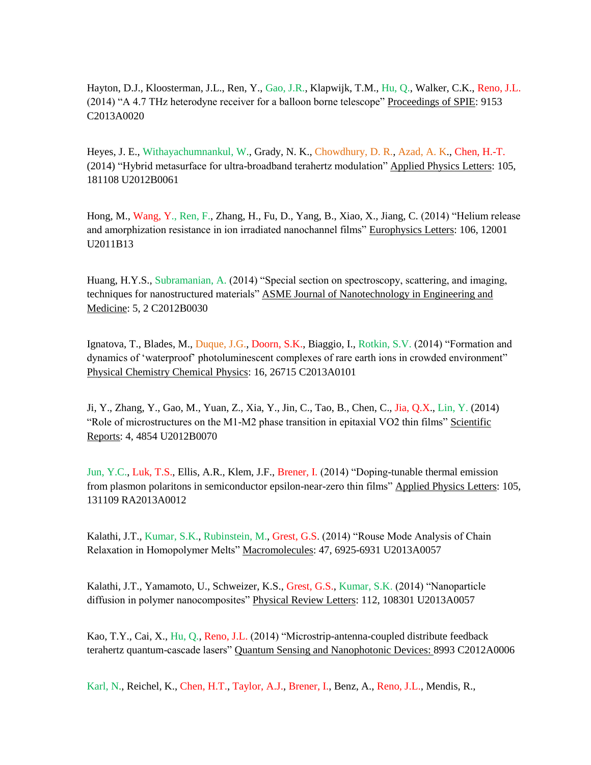Hayton, D.J., Kloosterman, J.L., Ren, Y., Gao, J.R., Klapwijk, T.M., Hu, Q., Walker, C.K., Reno, J.L. (2014) “A 4.7 THz heterodyne receiver for a balloon borne telescope” Proceedings of SPIE: 9153 C2013A0020

Heyes, J. E., Withayachumnankul, W., Grady, N. K., Chowdhury, D. R., Azad, A. K., Chen, H.-T. (2014) “Hybrid metasurface for ultra-broadband terahertz modulation” Applied Physics Letters: 105, 181108 U2012B0061

Hong, M., Wang, Y., Ren, F., Zhang, H., Fu, D., Yang, B., Xiao, X., Jiang, C. (2014) “Helium release and amorphization resistance in ion irradiated nanochannel films” Europhysics Letters: 106, 12001 U2011B13

Huang, H.Y.S., Subramanian, A. (2014) “Special section on spectroscopy, scattering, and imaging, techniques for nanostructured materials” ASME Journal of Nanotechnology in Engineering and Medicine: 5, 2 C2012B0030

Ignatova, T., Blades, M., Duque, J.G., Doorn, S.K., Biaggio, I., Rotkin, S.V. (2014) “Formation and dynamics of ‘waterproof’ photoluminescent complexes of rare earth ions in crowded environment” Physical Chemistry Chemical Physics: 16, 26715 C2013A0101

Ji, Y., Zhang, Y., Gao, M., Yuan, Z., Xia, Y., Jin, C., Tao, B., Chen, C., Jia, Q.X., Lin, Y. (2014) “Role of microstructures on the M1-M2 phase transition in epitaxial VO2 thin films” Scientific Reports: 4, 4854 U2012B0070

Jun, Y.C., Luk, T.S., Ellis, A.R., Klem, J.F., Brener, I. (2014) “Doping-tunable thermal emission from plasmon polaritons in semiconductor epsilon-near-zero thin films” Applied Physics Letters: 105, 131109 RA2013A0012

Kalathi, J.T., Kumar, S.K., Rubinstein, M., Grest, G.S. (2014) “Rouse Mode Analysis of Chain Relaxation in Homopolymer Melts” Macromolecules: 47, 6925-6931 U2013A0057

Kalathi, J.T., Yamamoto, U., Schweizer, K.S., Grest, G.S., Kumar, S.K. (2014) “Nanoparticle diffusion in polymer nanocomposites” Physical Review Letters: 112, 108301 U2013A0057

Kao, T.Y., Cai, X., Hu, Q., Reno, J.L. (2014) “Microstrip-antenna-coupled distribute feedback terahertz quantum-cascade lasers” Quantum Sensing and Nanophotonic Devices: 8993 C2012A0006

Karl, N., Reichel, K., Chen, H.T., Taylor, A.J., Brener, I., Benz, A., Reno, J.L., Mendis, R.,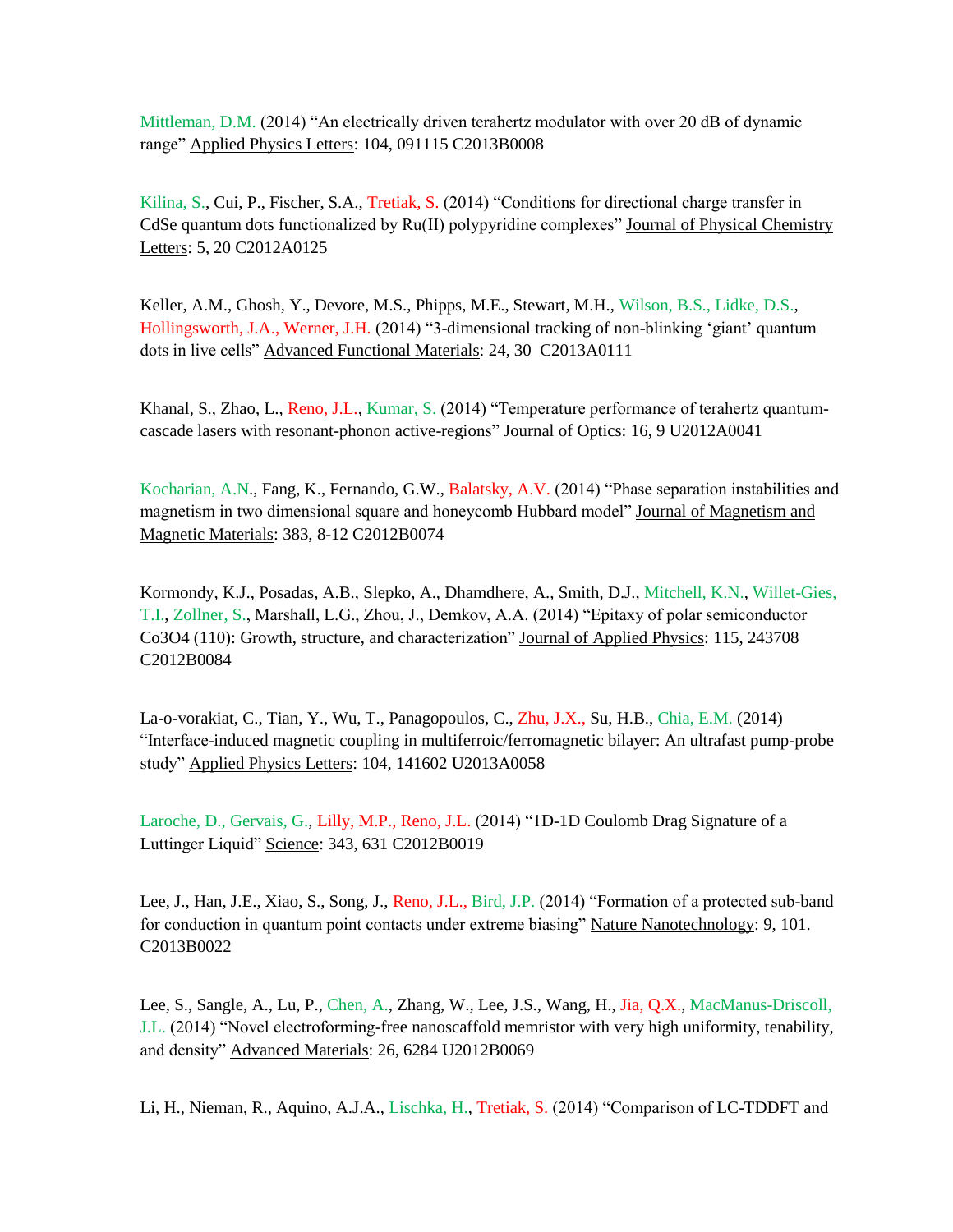Mittleman, D.M. (2014) "An electrically driven terahertz modulator with over 20 dB of dynamic range" Applied Physics Letters: 104, 091115 C2013B0008

Kilina, S., Cui, P., Fischer, S.A., Tretiak, S. (2014) "Conditions for directional charge transfer in CdSe quantum dots functionalized by Ru(II) polypyridine complexes" Journal of Physical Chemistry Letters: 5, 20 C2012A0125

Keller, A.M., Ghosh, Y., Devore, M.S., Phipps, M.E., Stewart, M.H., Wilson, B.S., Lidke, D.S., Hollingsworth, J.A., Werner, J.H. (2014) "3-dimensional tracking of non-blinking 'giant' quantum dots in live cells" Advanced Functional Materials: 24, 30 C2013A0111

Khanal, S., Zhao, L., Reno, J.L., Kumar, S. (2014) "Temperature performance of terahertz quantum-cascade lasers with resonant-phonon active-regions" Journal of Optics: 16, 9 U2012A0041

Kocharian, A.N., Fang, K., Fernando, G.W., Balatsky, A.V. (2014) "Phase separation instabilities and magnetism in two dimensional square and honeycomb Hubbard model" Journal of Magnetism and Magnetic Materials: 383, 8-12 C2012B0074

Kormondy, K.J., Posadas, A.B., Slepko, A., Dhamdhere, A., Smith, D.J., Mitchell, K.N., Willet-Gies, T.I., Zollner, S., Marshall, L.G., Zhou, J., Demkov, A.A. (2014) "Epitaxy of polar semiconductor $Co_3O_4$ (110): Growth, structure, and characterization" Journal of Applied Physics: 115, 243708 C2012B0084

La-o-vorakiat, C., Tian, Y., Wu, T., Panagopoulos, C., Zhu, J.X., Su, H.B., Chia, E.M. (2014) "Interface-induced magnetic coupling in multiferroic/ferromagnetic bilayer: An ultrafast pump-probe study" Applied Physics Letters: 104, 141602 U2013A0058

Laroche, D., Gervais, G., Lilly, M.P., Reno, J.L. (2014) "1D-1D Coulomb Drag Signature of a Luttinger Liquid" Science: 343, 631 C2012B0019

Lee, J., Han, J.E., Xiao, S., Song, J., Reno, J.L., Bird, J.P. (2014) "Formation of a protected sub-band for conduction in quantum point contacts under extreme biasing" Nature Nanotechnology: 9, 101. C2013B0022

Lee, S., Sangle, A., Lu, P., Chen, A., Zhang, W., Lee, J.S., Wang, H., Jia, Q.X., MacManus-Driscoll, J.L. (2014) "Novel electroforming-free nanoscaffold memristor with very high uniformity, tenability, and density" Advanced Materials: 26, 6284 U2012B0069

Li, H., Nieman, R., Aquino, A.J.A., Lischka, H., Tretiak, S. (2014) "Comparison of LC-TDDFT and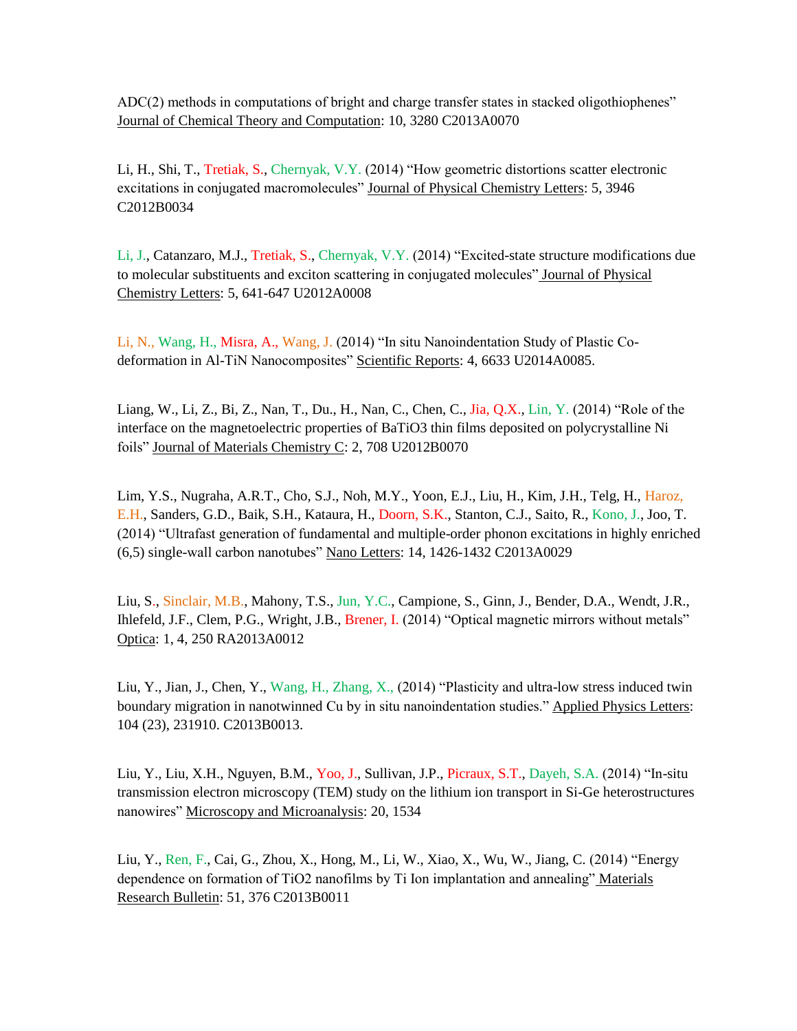ADC(2) methods in computations of bright and charge transfer states in stacked oligothiophenes" Journal of Chemical Theory and Computation: 10, 3280 C2013A0070

Li, H., Shi, T., Tretiak, S., Chernyak, V.Y. (2014) "How geometric distortions scatter electronic excitations in conjugated macromolecules" Journal of Physical Chemistry Letters: 5, 3946 C2012B0034

Li, J., Catanzaro, M.J., Tretiak, S., Chernyak, V.Y. (2014) "Excited-state structure modifications due to molecular substituents and exciton scattering in conjugated molecules" Journal of Physical Chemistry Letters: 5, 641-647 U2012A0008

Li, N., Wang, H., Misra, A., Wang, J. (2014) "In situ Nanoindentation Study of Plastic Co-deformation in Al-TiN Nanocomposites" Scientific Reports: 4, 6633 U2014A0085.

Liang, W., Li, Z., Bi, Z., Nan, T., Du., H., Nan, C., Chen, C., Jia, Q.X., Lin, Y. (2014) "Role of the interface on the magnetoelectric properties of $BaTiO_3$ thin films deposited on polycrystalline Ni foils" Journal of Materials Chemistry C: 2, 708 U2012B0070

Lim, Y.S., Nugraha, A.R.T., Cho, S.J., Noh, M.Y., Yoon, E.J., Liu, H., Kim, J.H., Telg, H., Haroz, E.H., Sanders, G.D., Baik, S.H., Kataura, H., Doorn, S.K., Stanton, C.J., Saito, R., Kono, J., Joo, T. (2014) "Ultrafast generation of fundamental and multiple-order phonon excitations in highly enriched (6,5) single-wall carbon nanotubes" Nano Letters: 14, 1426-1432 C2013A0029

Liu, S., Sinclair, M.B., Mahony, T.S., Jun, Y.C., Campione, S., Ginn, J., Bender, D.A., Wendt, J.R., Ihlefeld, J.F., Clem, P.G., Wright, J.B., Brener, I. (2014) "Optical magnetic mirrors without metals" Optica: 1, 4, 250 RA2013A0012

Liu, Y., Jian, J., Chen, Y., Wang, H., Zhang, X., (2014) "Plasticity and ultra-low stress induced twin boundary migration in nanotwinned Cu by in situ nanoindentation studies." Applied Physics Letters: 104 (23), 231910. C2013B0013.

Liu, Y., Liu, X.H., Nguyen, B.M., Yoo, J., Sullivan, J.P., Picraux, S.T., Dayeh, S.A. (2014) "In-situ transmission electron microscopy (TEM) study on the lithium ion transport in Si-Ge heterostructures nanowires" Microscopy and Microanalysis: 20, 1534

Liu, Y., Ren, F., Cai, G., Zhou, X., Hong, M., Li, W., Xiao, X., Wu, W., Jiang, C. (2014) "Energy dependence on formation of $TiO_2$ nanofilms by Ti Ion implantation and annealing" Materials Research Bulletin: 51, 376 C2013B0011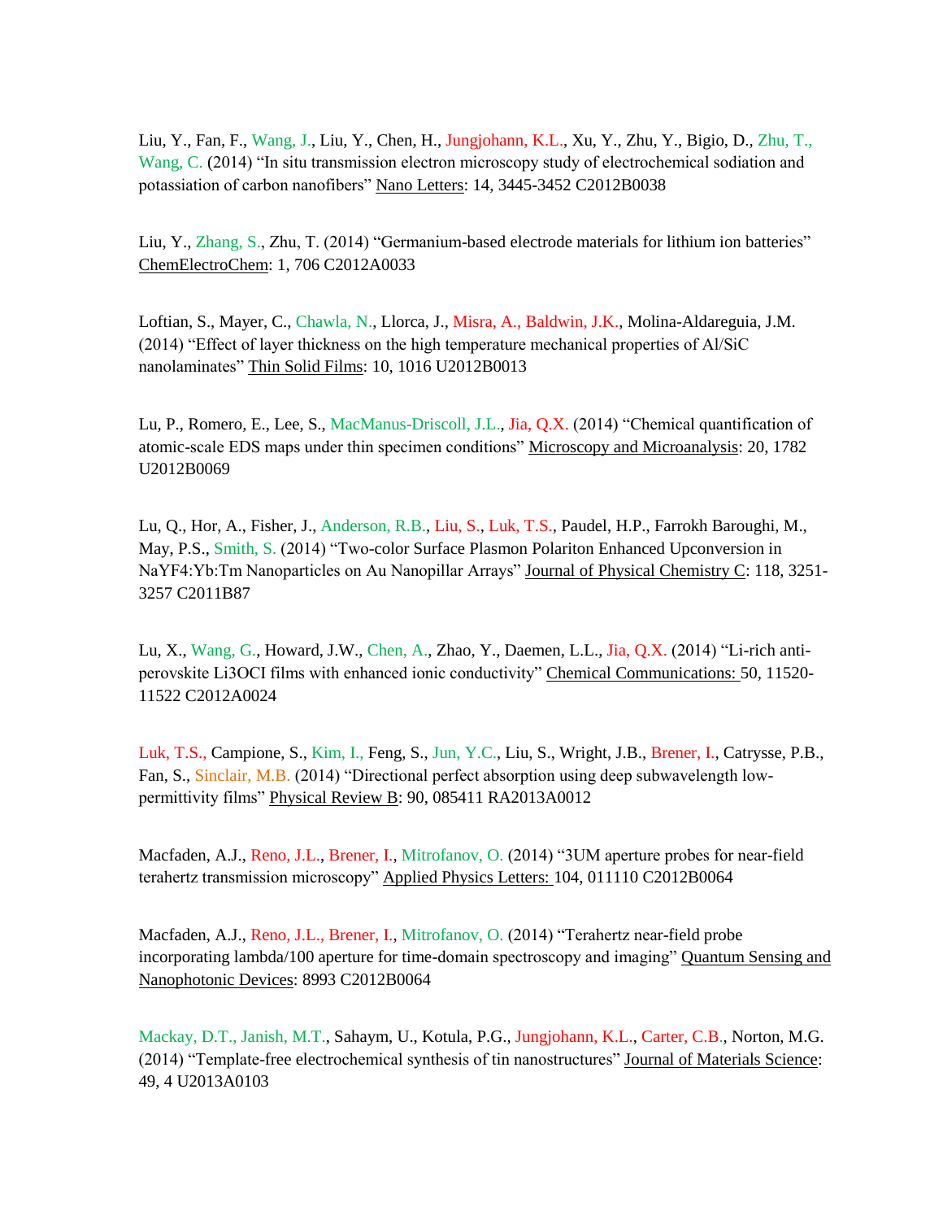Liu, Y., Fan, F., Wang, J., Liu, Y., Chen, H., Jungjohann, K.L., Xu, Y., Zhu, Y., Bigio, D., Zhu, T., Wang, C. (2014) "In situ transmission electron microscopy study of electrochemical sodiation and potassiation of carbon nanofibers" Nano Letters: 14, 3445-3452 C2012B0038

Liu, Y., Zhang, S., Zhu, T. (2014) "Germanium-based electrode materials for lithium ion batteries" ChemElectroChem: 1, 706 C2012A0033

Loftian, S., Mayer, C., Chawla, N., Llorca, J., Misra, A., Baldwin, J.K., Molina-Aldareguia, J.M. (2014) "Effect of layer thickness on the high temperature mechanical properties of Al/SiC nanolaminates" Thin Solid Films: 10, 1016 U2012B0013

Lu, P., Romero, E., Lee, S., MacManus-Driscoll, J.L., Jia, Q.X. (2014) "Chemical quantification of atomic-scale EDS maps under thin specimen conditions" Microscopy and Microanalysis: 20, 1782 U2012B0069

Lu, Q., Hor, A., Fisher, J., Anderson, R.B., Liu, S., Luk, T.S., Paudel, H.P., Farrokh Baroughi, M., May, P.S., Smith, S. (2014) "Two-color Surface Plasmon Polariton Enhanced Upconversion in NaYF4:Yb:Tm Nanoparticles on Au Nanopillar Arrays" Journal of Physical Chemistry C: 118, 3251-3257 C2011B87

Lu, X., Wang, G., Howard, J.W., Chen, A., Zhao, Y., Daemen, L.L., Jia, Q.X. (2014) "Li-rich anti-perovskite Li3OCl films with enhanced ionic conductivity" Chemical Communications: 50, 11520-11522 C2012A0024

Luk, T.S., Campione, S., Kim, I., Feng, S., Jun, Y.C., Liu, S., Wright, J.B., Brener, I., Catrysse, P.B., Fan, S., Sinclair, M.B. (2014) "Directional perfect absorption using deep subwavelength low-permittivity films" Physical Review B: 90, 085411 RA2013A0012

Macfaden, A.J., Reno, J.L., Brener, I., Mitrofanov, O. (2014) "3UM aperture probes for near-field terahertz transmission microscopy" Applied Physics Letters: 104, 011110 C2012B0064

Macfaden, A.J., Reno, J.L., Brener, I., Mitrofanov, O. (2014) "Terahertz near-field probe incorporating lambda/100 aperture for time-domain spectroscopy and imaging" Quantum Sensing and Nanophotonic Devices: 8993 C2012B0064

Mackay, D.T., Janish, M.T., Sahaym, U., Kotula, P.G., Jungjohann, K.L., Carter, C.B., Norton, M.G. (2014) "Template-free electrochemical synthesis of tin nanostructures" Journal of Materials Science: 49, 4 U2013A0103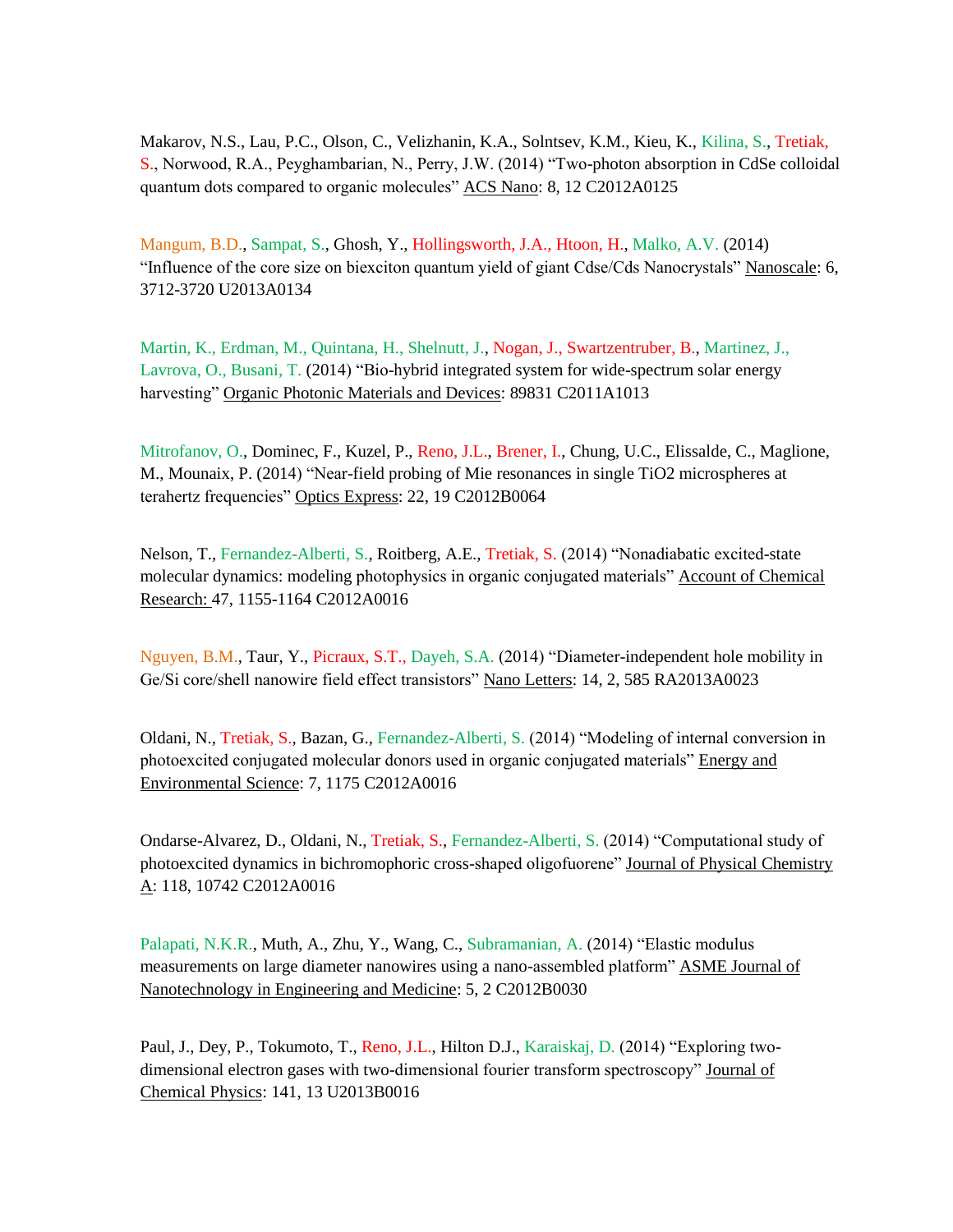Makarov, N.S., Lau, P.C., Olson, C., Velizhanin, K.A., Solntsev, K.M., Kieu, K., Kilina, S., Tretiak, S., Norwood, R.A., Peyghambarian, N., Perry, J.W. (2014) "Two-photon absorption in CdSe colloidal quantum dots compared to organic molecules" ACS Nano: 8, 12 C2012A0125

Mangum, B.D., Sampat, S., Ghosh, Y., Hollingsworth, J.A., Htoon, H., Malko, A.V. (2014) "Influence of the core size on biexciton quantum yield of giant Cdse/Cds Nanocrystals" Nanoscale: 6, 3712-3720 U2013A0134

Martin, K., Erdman, M., Quintana, H., Shelnutt, J., Nogan, J., Swartzentruber, B., Martinez, J., Lavrova, O., Busani, T. (2014) "Bio-hybrid integrated system for wide-spectrum solar energy harvesting" Organic Photonic Materials and Devices: 89831 C2011A1013

Mitrofanov, O., Dominec, F., Kuzel, P., Reno, J.L., Brener, I., Chung, U.C., Elissalde, C., Maglione, M., Mounaix, P. (2014) "Near-field probing of Mie resonances in single TiO2 microspheres at terahertz frequencies" Optics Express: 22, 19 C2012B0064

Nelson, T., Fernandez-Alberti, S., Roitberg, A.E., Tretiak, S. (2014) "Nonadiabatic excited-state molecular dynamics: modeling photophysics in organic conjugated materials" Account of Chemical Research: 47, 1155-1164 C2012A0016

Nguyen, B.M., Taur, Y., Picraux, S.T., Dayeh, S.A. (2014) "Diameter-independent hole mobility in Ge/Si core/shell nanowire field effect transistors" Nano Letters: 14, 2, 585 RA2013A0023

Oldani, N., Tretiak, S., Bazan, G., Fernandez-Alberti, S. (2014) "Modeling of internal conversion in photoexcited conjugated molecular donors used in organic conjugated materials" Energy and Environmental Science: 7, 1175 C2012A0016

Ondarse-Alvarez, D., Oldani, N., Tretiak, S., Fernandez-Alberti, S. (2014) "Computational study of photoexcited dynamics in bichromophoric cross-shaped oligofuorene" Journal of Physical Chemistry A: 118, 10742 C2012A0016

Palapati, N.K.R., Muth, A., Zhu, Y., Wang, C., Subramanian, A. (2014) "Elastic modulus measurements on large diameter nanowires using a nano-assembled platform" ASME Journal of Nanotechnology in Engineering and Medicine: 5, 2 C2012B0030

Paul, J., Dey, P., Tokumoto, T., Reno, J.L., Hilton D.J., Karaiskaj, D. (2014) "Exploring two-dimensional electron gases with two-dimensional fourier transform spectroscopy" Journal of Chemical Physics: 141, 13 U2013B0016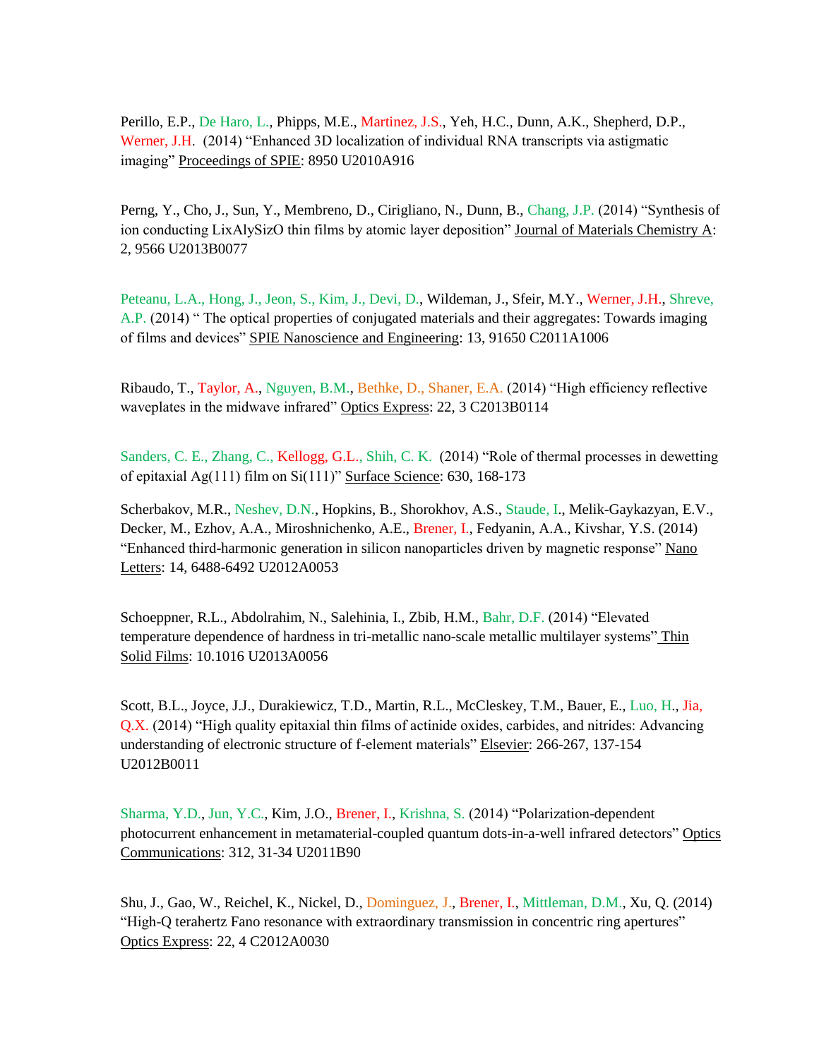Perillo, E.P., De Haro, L., Phipps, M.E., Martinez, J.S., Yeh, H.C., Dunn, A.K., Shepherd, D.P., Werner, J.H. (2014) "Enhanced 3D localization of individual RNA transcripts via astigmatic imaging" Proceedings of SPIE: 8950 U2010A916

Perng, Y., Cho, J., Sun, Y., Membreno, D., Cirigliano, N., Dunn, B., Chang, J.P. (2014) "Synthesis of ion conducting LixAlySizO thin films by atomic layer deposition" Journal of Materials Chemistry A: 2, 9566 U2013B0077

Peteanu, L.A., Hong, J., Jeon, S., Kim, J., Devi, D., Wildeman, J., Sfeir, M.Y., Werner, J.H., Shreve, A.P. (2014) " The optical properties of conjugated materials and their aggregates: Towards imaging of films and devices" SPIE Nanoscience and Engineering: 13, 91650 C2011A1006

Ribaudo, T., Taylor, A., Nguyen, B.M., Bethke, D., Shaner, E.A. (2014) "High efficiency reflective waveplates in the midwave infrared" Optics Express: 22, 3 C2013B0114

Sanders, C. E., Zhang, C., Kellogg, G.L., Shih, C. K. (2014) "Role of thermal processes in dewetting of epitaxial Ag(111) film on Si(111)" Surface Science: 630, 168-173

Scherbakov, M.R., Neshev, D.N., Hopkins, B., Shorokhov, A.S., Staude, I., Melik-Gaykazyan, E.V., Decker, M., Ezhov, A.A., Miroshnichenko, A.E., Brener, I., Fedyanin, A.A., Kivshar, Y.S. (2014) "Enhanced third-harmonic generation in silicon nanoparticles driven by magnetic response" Nano Letters: 14, 6488-6492 U2012A0053

Schoeppner, R.L., Abdolrahim, N., Salehinia, I., Zbib, H.M., Bahr, D.F. (2014) "Elevated temperature dependence of hardness in tri-metallic nano-scale metallic multilayer systems" Thin Solid Films: 10.1016 U2013A0056

Scott, B.L., Joyce, J.J., Durakiewicz, T.D., Martin, R.L., McCleskey, T.M., Bauer, E., Luo, H., Jia, Q.X. (2014) "High quality epitaxial thin films of actinide oxides, carbides, and nitrides: Advancing understanding of electronic structure of f-element materials" Elsevier: 266-267, 137-154 U2012B0011

Sharma, Y.D., Jun, Y.C., Kim, J.O., Brener, I., Krishna, S. (2014) "Polarization-dependent photocurrent enhancement in metamaterial-coupled quantum dots-in-a-well infrared detectors" Optics Communications: 312, 31-34 U2011B90

Shu, J., Gao, W., Reichel, K., Nickel, D., Dominguez, J., Brener, I., Mittleman, D.M., Xu, Q. (2014) "High-Q terahertz Fano resonance with extraordinary transmission in concentric ring apertures" Optics Express: 22, 4 C2012A0030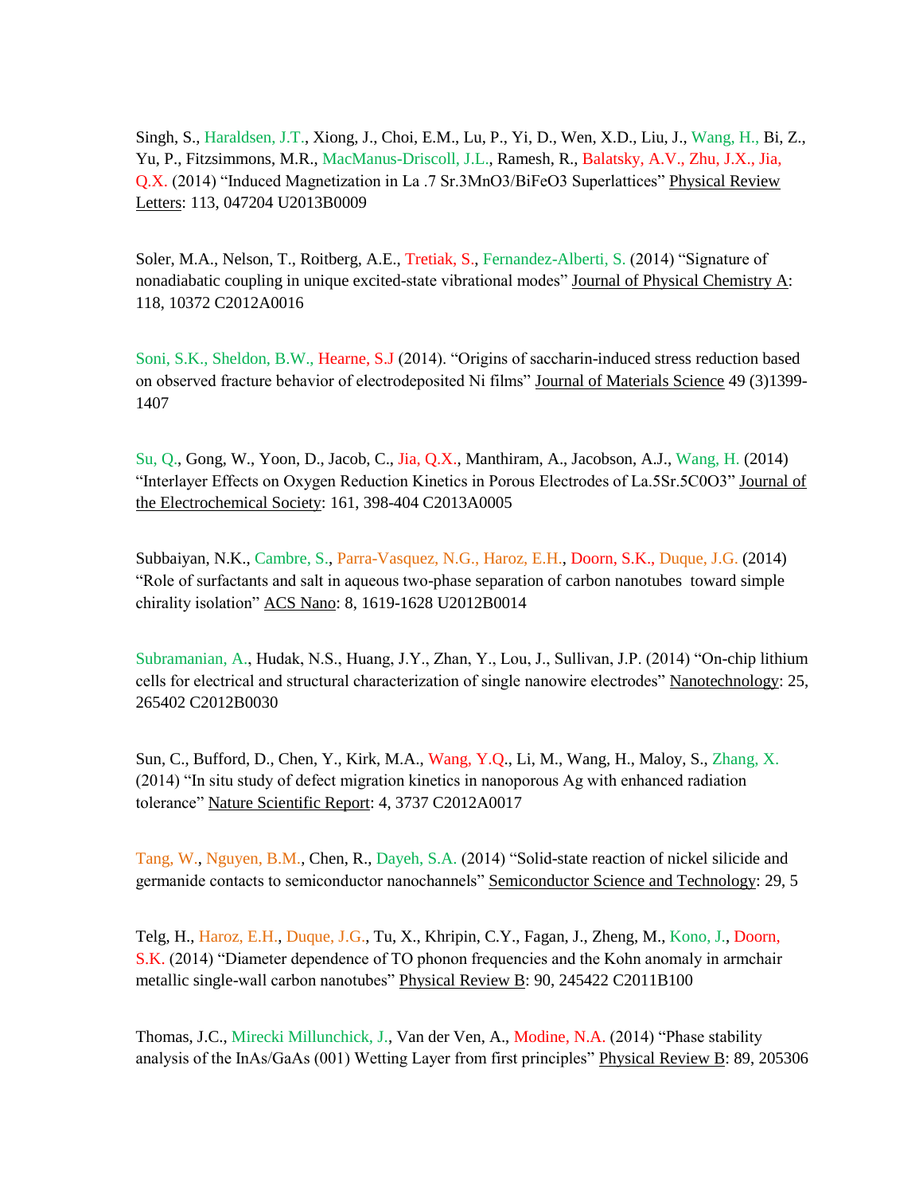Singh, S., Haraldsen, J.T., Xiong, J., Choi, E.M., Lu, P., Yi, D., Wen, X.D., Liu, J., Wang, H., Bi, Z., Yu, P., Fitzsimmons, M.R., MacManus-Driscoll, J.L., Ramesh, R., Balatsky, A.V., Zhu, J.X., Jia, Q.X. (2014) "Induced Magnetization in La .7 Sr.3MnO3/BiFeO3 Superlattices" Physical Review Letters: 113, 047204 U2013B0009

Soler, M.A., Nelson, T., Roitberg, A.E., Tretiak, S., Fernandez-Alberti, S. (2014) "Signature of nonadiabatic coupling in unique excited-state vibrational modes" Journal of Physical Chemistry A: 118, 10372 C2012A0016

Soni, S.K., Sheldon, B.W., Hearne, S.J (2014). "Origins of saccharin-induced stress reduction based on observed fracture behavior of electrodeposited Ni films" Journal of Materials Science 49 (3)1399-1407

Su, Q., Gong, W., Yoon, D., Jacob, C., Jia, Q.X., Manthiram, A., Jacobson, A.J., Wang, H. (2014) "Interlayer Effects on Oxygen Reduction Kinetics in Porous Electrodes of La.5Sr.5C0O3" Journal of the Electrochemical Society: 161, 398-404 C2013A0005

Subbaiyan, N.K., Cambre, S., Parra-Vasquez, N.G., Haroz, E.H., Doorn, S.K., Duque, J.G. (2014) "Role of surfactants and salt in aqueous two-phase separation of carbon nanotubes toward simple chirality isolation" ACS Nano: 8, 1619-1628 U2012B0014

Subramanian, A., Hudak, N.S., Huang, J.Y., Zhan, Y., Lou, J., Sullivan, J.P. (2014) "On-chip lithium cells for electrical and structural characterization of single nanowire electrodes" Nanotechnology: 25, 265402 C2012B0030

Sun, C., Bufford, D., Chen, Y., Kirk, M.A., Wang, Y.Q., Li, M., Wang, H., Maloy, S., Zhang, X. (2014) "In situ study of defect migration kinetics in nanoporous Ag with enhanced radiation tolerance" Nature Scientific Report: 4, 3737 C2012A0017

Tang, W., Nguyen, B.M., Chen, R., Dayeh, S.A. (2014) "Solid-state reaction of nickel silicide and germanide contacts to semiconductor nanochannels" Semiconductor Science and Technology: 29, 5

Telg, H., Haroz, E.H., Duque, J.G., Tu, X., Khripin, C.Y., Fagan, J., Zheng, M., Kono, J., Doorn, S.K. (2014) "Diameter dependence of TO phonon frequencies and the Kohn anomaly in armchair metallic single-wall carbon nanotubes" Physical Review B: 90, 245422 C2011B100

Thomas, J.C., Mirecki Millunchick, J., Van der Ven, A., Modine, N.A. (2014) "Phase stability analysis of the InAs/GaAs (001) Wetting Layer from first principles" Physical Review B: 89, 205306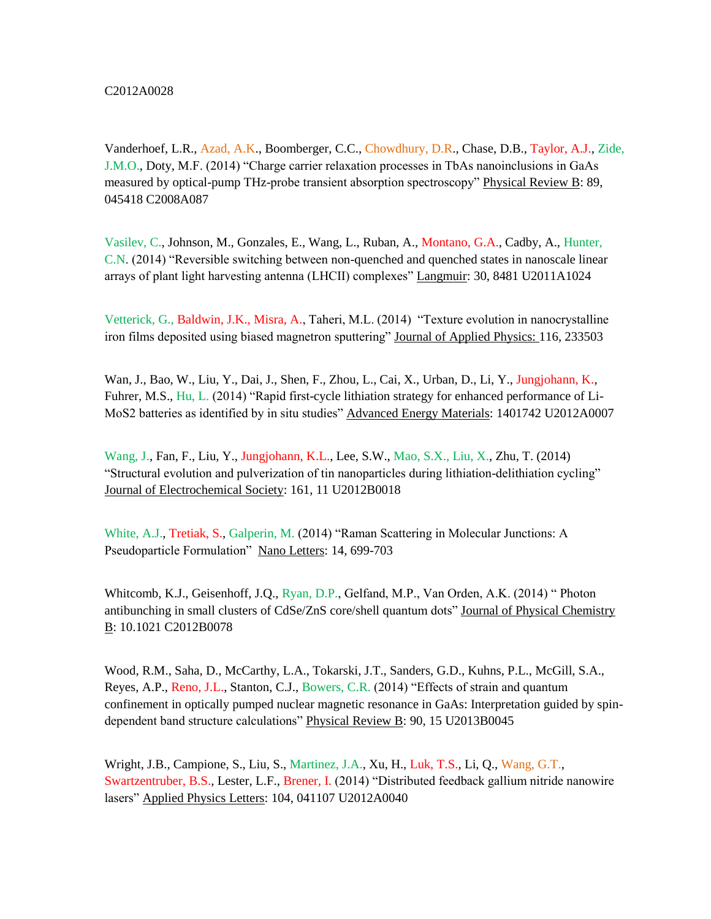C2012A0028

Vanderhoef, L.R., Azad, A.K., Boomberger, C.C., Chowdhury, D.R., Chase, D.B., Taylor, A.J., Zide, J.M.O., Doty, M.F. (2014) "Charge carrier relaxation processes in TbAs nanoinclusions in GaAs measured by optical-pump THz-probe transient absorption spectroscopy" Physical Review B: 89, 045418 C2008A087

Vasilev, C., Johnson, M., Gonzales, E., Wang, L., Ruban, A., Montano, G.A., Cadby, A., Hunter, C.N. (2014) "Reversible switching between non-quenched and quenched states in nanoscale linear arrays of plant light harvesting antenna (LHCII) complexes" Langmuir: 30, 8481 U2011A1024

Vetterick, G., Baldwin, J.K., Misra, A., Taheri, M.L. (2014) "Texture evolution in nanocrystalline iron films deposited using biased magnetron sputtering" Journal of Applied Physics: 116, 233503

Wan, J., Bao, W., Liu, Y., Dai, J., Shen, F., Zhou, L., Cai, X., Urban, D., Li, Y., Jungjohann, K., Fuhrer, M.S., Hu, L. (2014) "Rapid first-cycle lithiation strategy for enhanced performance of Li-MoS2 batteries as identified by in situ studies" Advanced Energy Materials: 1401742 U2012A0007

Wang, J., Fan, F., Liu, Y., Jungjohann, K.L., Lee, S.W., Mao, S.X., Liu, X., Zhu, T. (2014) "Structural evolution and pulverization of tin nanoparticles during lithiation-delithiation cycling" Journal of Electrochemical Society: 161, 11 U2012B0018

White, A.J., Tretiak, S., Galperin, M. (2014) "Raman Scattering in Molecular Junctions: A Pseudoparticle Formulation" Nano Letters: 14, 699-703

Whitcomb, K.J., Geisenhoff, J.Q., Ryan, D.P., Gelfand, M.P., Van Orden, A.K. (2014) " Photon antibunching in small clusters of CdSe/ZnS core/shell quantum dots" Journal of Physical Chemistry B: 10.1021 C2012B0078

Wood, R.M., Saha, D., McCarthy, L.A., Tokarski, J.T., Sanders, G.D., Kuhns, P.L., McGill, S.A., Reyes, A.P., Reno, J.L., Stanton, C.J., Bowers, C.R. (2014) "Effects of strain and quantum confinement in optically pumped nuclear magnetic resonance in GaAs: Interpretation guided by spin-dependent band structure calculations" Physical Review B: 90, 15 U2013B0045

Wright, J.B., Campione, S., Liu, S., Martinez, J.A., Xu, H., Luk, T.S., Li, Q., Wang, G.T., Swartzentruber, B.S., Lester, L.F., Brener, I. (2014) "Distributed feedback gallium nitride nanowire lasers" Applied Physics Letters: 104, 041107 U2012A0040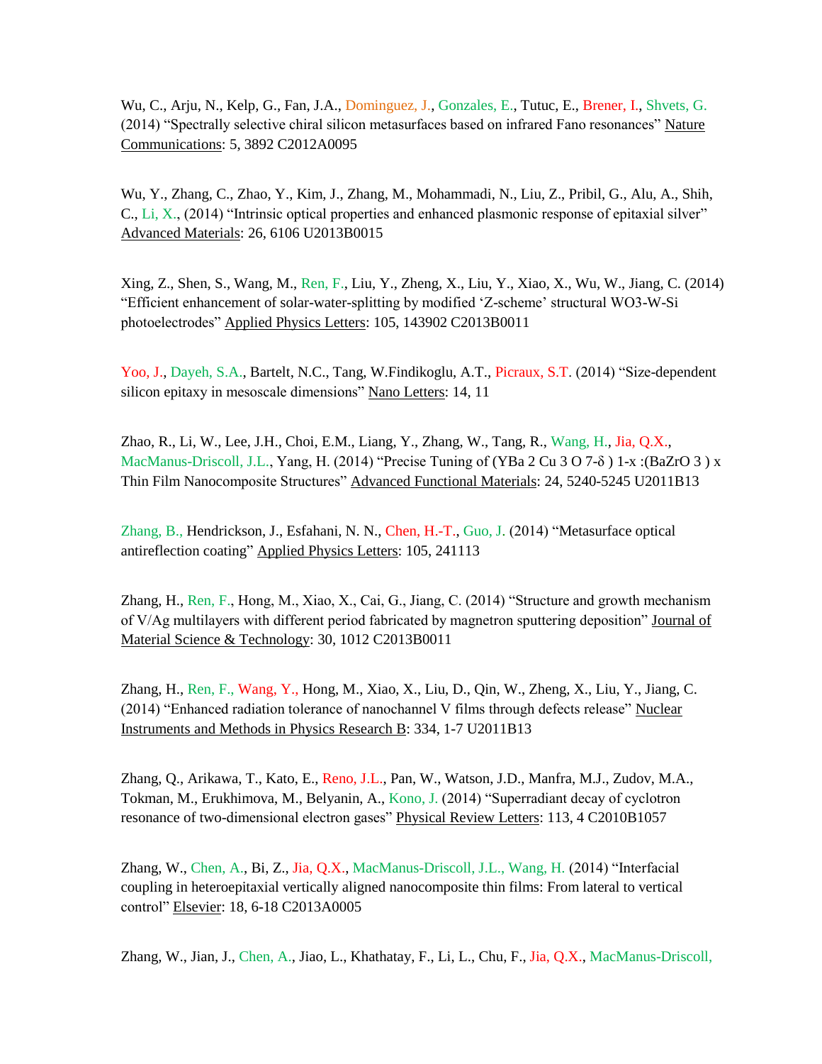Wu, C., Arju, N., Kelp, G., Fan, J.A., Dominguez, J., Gonzales, E., Tutuc, E., Brener, I., Shvets, G. (2014) "Spectrally selective chiral silicon metasurfaces based on infrared Fano resonances" Nature Communications: 5, 3892 C2012A0095

Wu, Y., Zhang, C., Zhao, Y., Kim, J., Zhang, M., Mohammadi, N., Liu, Z., Pribil, G., Alu, A., Shih, C., Li, X., (2014) "Intrinsic optical properties and enhanced plasmonic response of epitaxial silver" Advanced Materials: 26, 6106 U2013B0015

Xing, Z., Shen, S., Wang, M., Ren, F., Liu, Y., Zheng, X., Liu, Y., Xiao, X., Wu, W., Jiang, C. (2014) "Efficient enhancement of solar-water-splitting by modified 'Z-scheme' structural WO3-W-Si photoelectrodes" Applied Physics Letters: 105, 143902 C2013B0011

Yoo, J., Dayeh, S.A., Bartelt, N.C., Tang, W.Findikoglu, A.T., Picraux, S.T. (2014) "Size-dependent silicon epitaxy in mesoscale dimensions" Nano Letters: 14, 11

Zhao, R., Li, W., Lee, J.H., Choi, E.M., Liang, Y., Zhang, W., Tang, R., Wang, H., Jia, Q.X., MacManus-Driscoll, J.L., Yang, H. (2014) "Precise Tuning of $(YBa_2Cu_3O_{7-\delta})_{1-x}$:$(BaZrO_3)_x$ Thin Film Nanocomposite Structures" Advanced Functional Materials: 24, 5240-5245 U2011B13

Zhang, B., Hendrickson, J., Esfahani, N. N., Chen, H.-T., Guo, J. (2014) "Metasurface optical antireflection coating" Applied Physics Letters: 105, 241113

Zhang, H., Ren, F., Hong, M., Xiao, X., Cai, G., Jiang, C. (2014) "Structure and growth mechanism of V/Ag multilayers with different period fabricated by magnetron sputtering deposition" Journal of Material Science & Technology: 30, 1012 C2013B0011

Zhang, H., Ren, F., Wang, Y., Hong, M., Xiao, X., Liu, D., Qin, W., Zheng, X., Liu, Y., Jiang, C. (2014) "Enhanced radiation tolerance of nanochannel V films through defects release" Nuclear Instruments and Methods in Physics Research B: 334, 1-7 U2011B13

Zhang, Q., Arikawa, T., Kato, E., Reno, J.L., Pan, W., Watson, J.D., Manfra, M.J., Zudov, M.A., Tokman, M., Erukhimova, M., Belyanin, A., Kono, J. (2014) "Superradiant decay of cyclotron resonance of two-dimensional electron gases" Physical Review Letters: 113, 4 C2010B1057

Zhang, W., Chen, A., Bi, Z., Jia, Q.X., MacManus-Driscoll, J.L., Wang, H. (2014) "Interfacial coupling in heteroepitaxial vertically aligned nanocomposite thin films: From lateral to vertical control" Elsevier: 18, 6-18 C2013A0005

Zhang, W., Jian, J., Chen, A., Jiao, L., Khathatay, F., Li, L., Chu, F., Jia, Q.X., MacManus-Driscoll,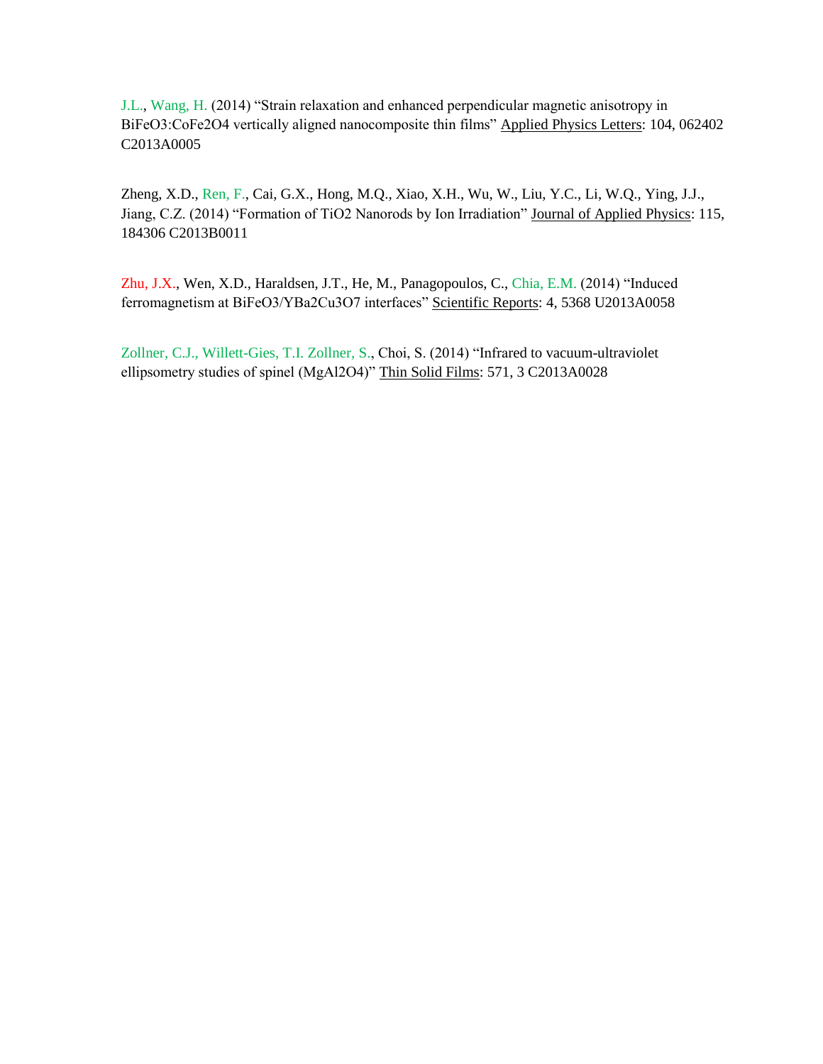J.L., Wang, H. (2014) “Strain relaxation and enhanced perpendicular magnetic anisotropy in BiFeO3:CoFe2O4 vertically aligned nanocomposite thin films” Applied Physics Letters: 104, 062402 C2013A0005

Zheng, X.D., Ren, F., Cai, G.X., Hong, M.Q., Xiao, X.H., Wu, W., Liu, Y.C., Li, W.Q., Ying, J.J., Jiang, C.Z. (2014) “Formation of TiO2 Nanorods by Ion Irradiation” Journal of Applied Physics: 115, 184306 C2013B0011

Zhu, J.X., Wen, X.D., Haraldsen, J.T., He, M., Panagopoulos, C., Chia, E.M. (2014) “Induced ferromagnetism at BiFeO3/YBa2Cu3O7 interfaces” Scientific Reports: 4, 5368 U2013A0058

Zollner, C.J., Willett-Gies, T.I. Zollner, S., Choi, S. (2014) “Infrared to vacuum-ultraviolet ellipsometry studies of spinel (MgAl2O4)” Thin Solid Films: 571, 3 C2013A0028